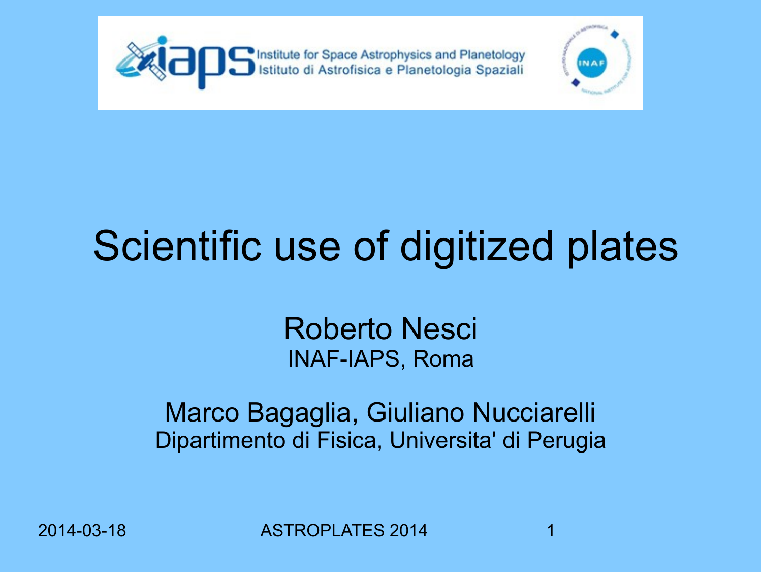Institute for Space Astrophysics and Planetology
Istituto di Astrofisica e Planetologia Spaziali

# Scientific use of digitized plates

Roberto Nesci
INAF-IAPS, Roma

Marco Bagaglia, Giuliano Nucciarelli
Dipartimento di Fisica, Universita' di Perugia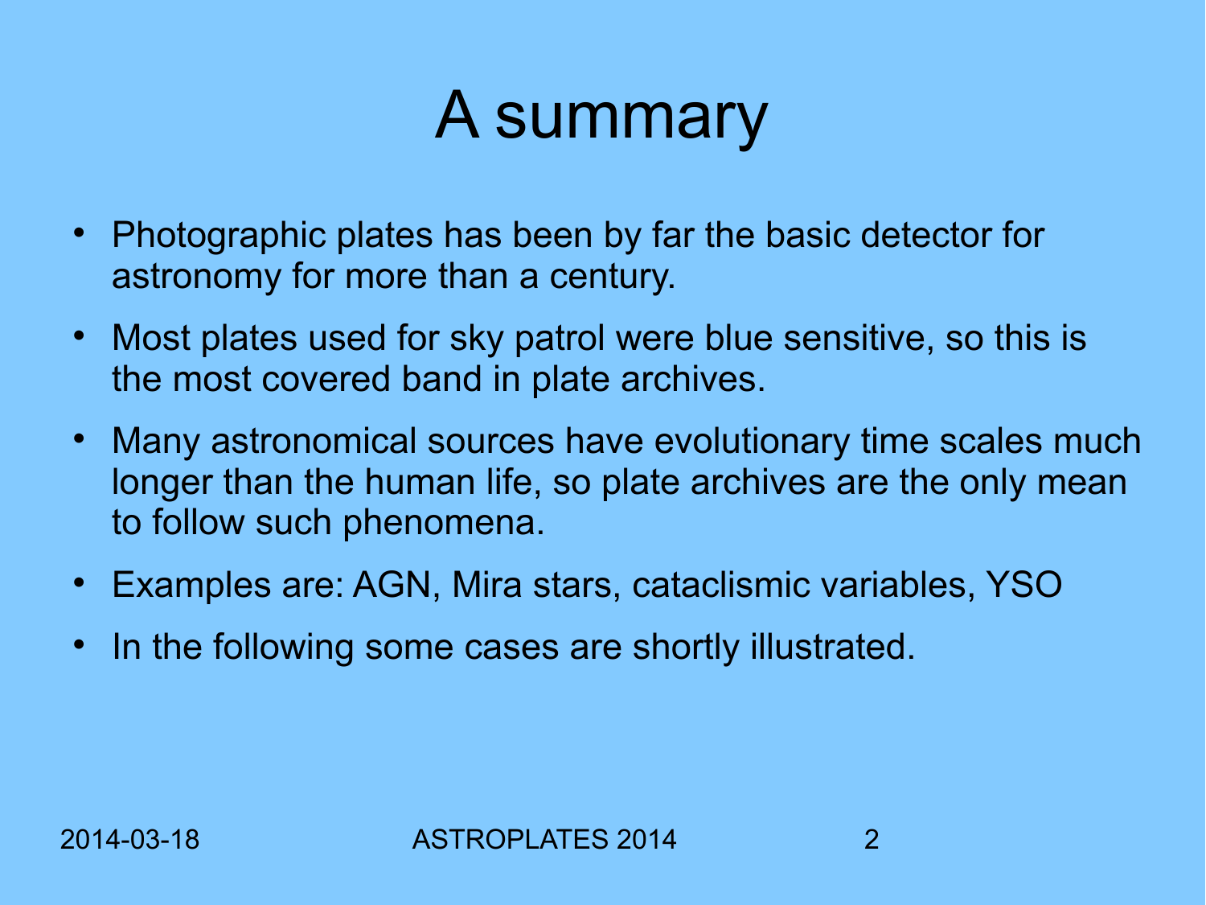# A summary

- Photographic plates has been by far the basic detector for astronomy for more than a century.
- Most plates used for sky patrol were blue sensitive, so this is the most covered band in plate archives.
- Many astronomical sources have evolutionary time scales much longer than the human life, so plate archives are the only mean to follow such phenomena.
- Examples are: AGN, Mira stars, cataclismic variables, YSO
- In the following some cases are shortly illustrated.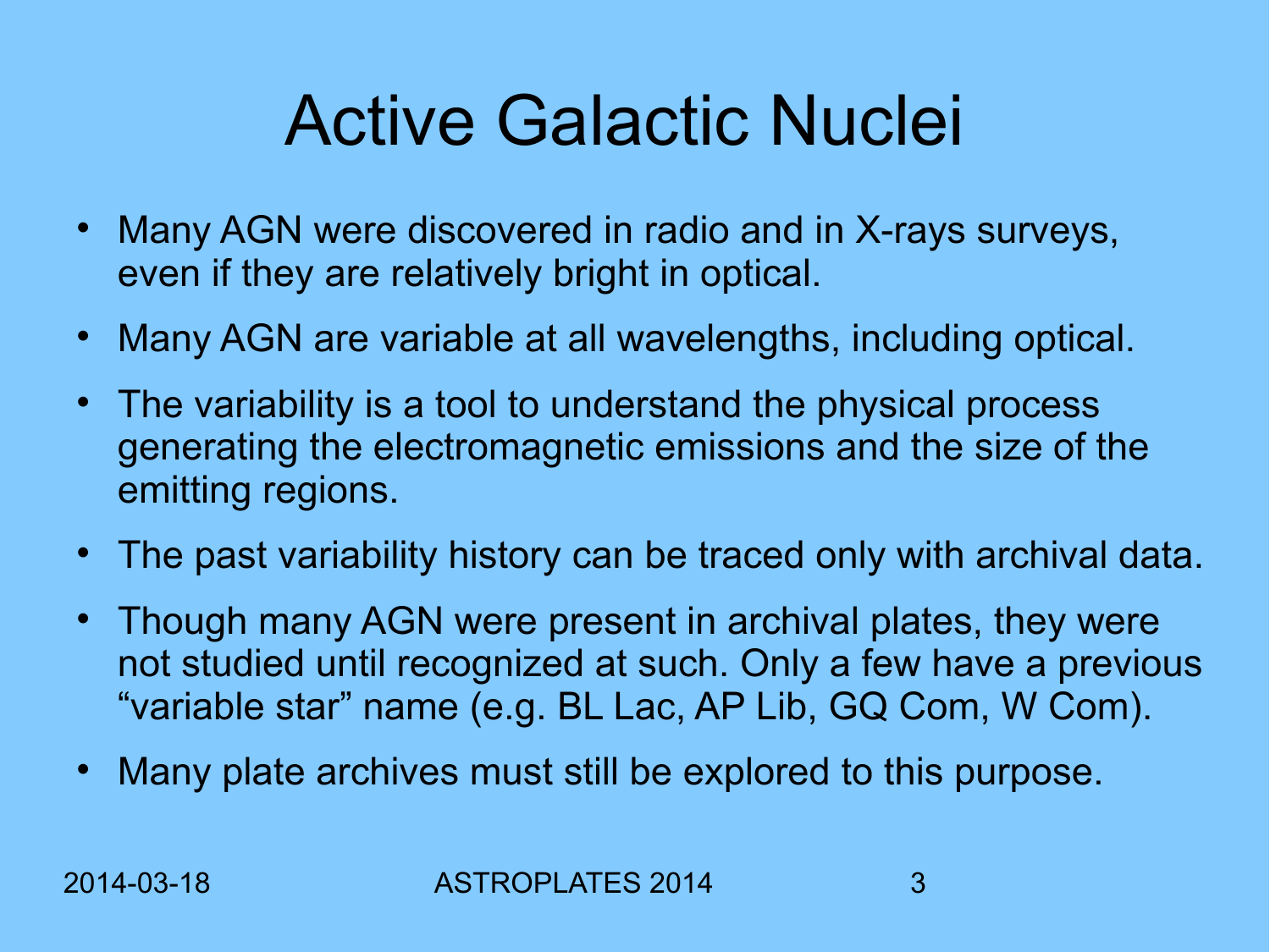# Active Galactic Nuclei

- Many AGN were discovered in radio and in X-rays surveys, even if they are relatively bright in optical.
- Many AGN are variable at all wavelengths, including optical.
- The variability is a tool to understand the physical process generating the electromagnetic emissions and the size of the emitting regions.
- The past variability history can be traced only with archival data.
- Though many AGN were present in archival plates, they were not studied until recognized at such. Only a few have a previous "variable star" name (e.g. BL Lac, AP Lib, GQ Com, W Com).
- Many plate archives must still be explored to this purpose.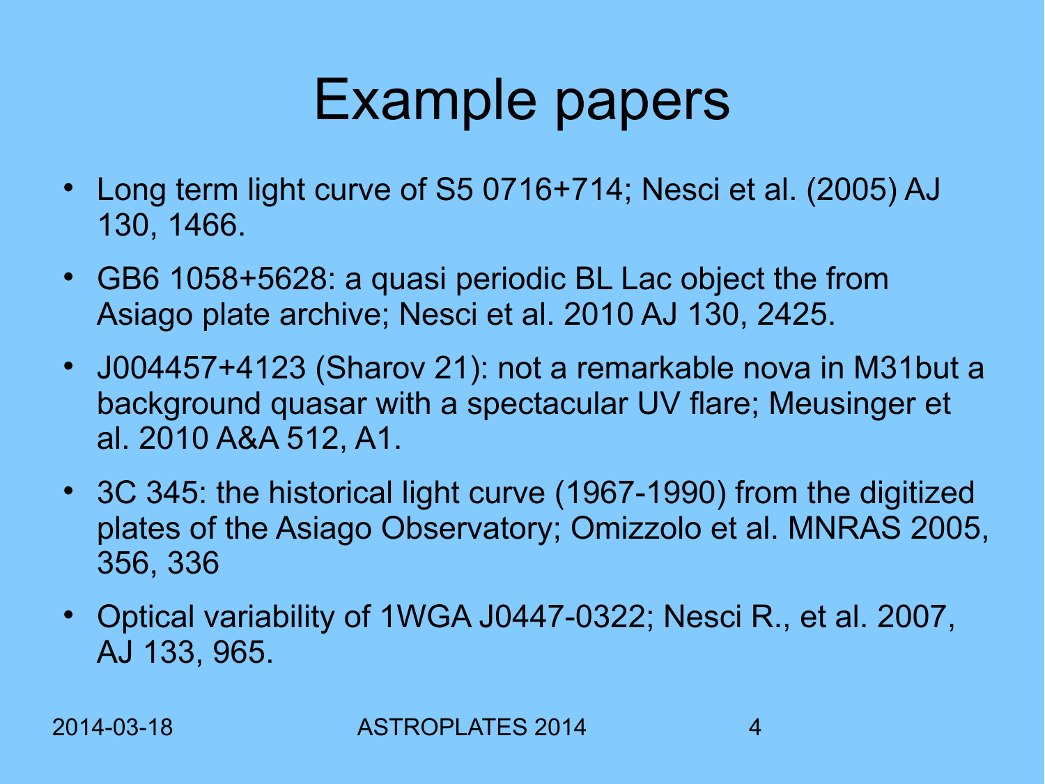# Example papers

- Long term light curve of S5 0716+714; Nesci et al. (2005) AJ 130, 1466.
- GB6 1058+5628: a quasi periodic BL Lac object the from Asiago plate archive; Nesci et al. 2010 AJ 130, 2425.
- J004457+4123 (Sharov 21): not a remarkable nova in M31but a background quasar with a spectacular UV flare; Meusinger et al. 2010 A&A 512, A1.
- 3C 345: the historical light curve (1967-1990) from the digitized plates of the Asiago Observatory; Omizzolo et al. MNRAS 2005, 356, 336
- Optical variability of 1WGA J0447-0322; Nesci R., et al. 2007, AJ 133, 965.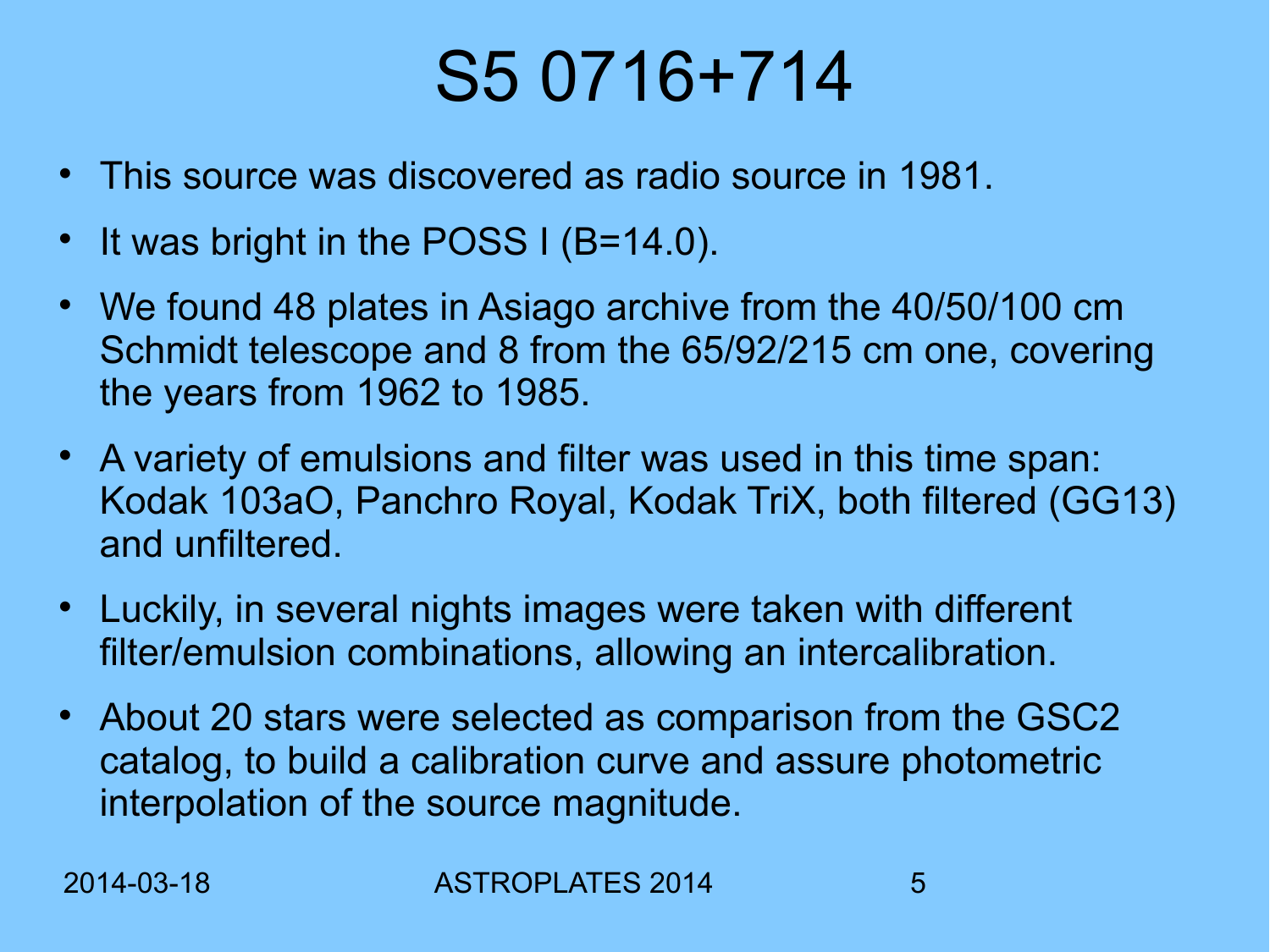# S5 0716+714

- This source was discovered as radio source in 1981.
- It was bright in the POSS I (B=14.0).
- We found 48 plates in Asiago archive from the 40/50/100 cm Schmidt telescope and 8 from the 65/92/215 cm one, covering the years from 1962 to 1985.
- A variety of emulsions and filter was used in this time span: Kodak 103aO, Panchro Royal, Kodak TriX, both filtered (GG13) and unfiltered.
- Luckily, in several nights images were taken with different filter/emulsion combinations, allowing an intercalibration.
- About 20 stars were selected as comparison from the GSC2 catalog, to build a calibration curve and assure photometric interpolation of the source magnitude.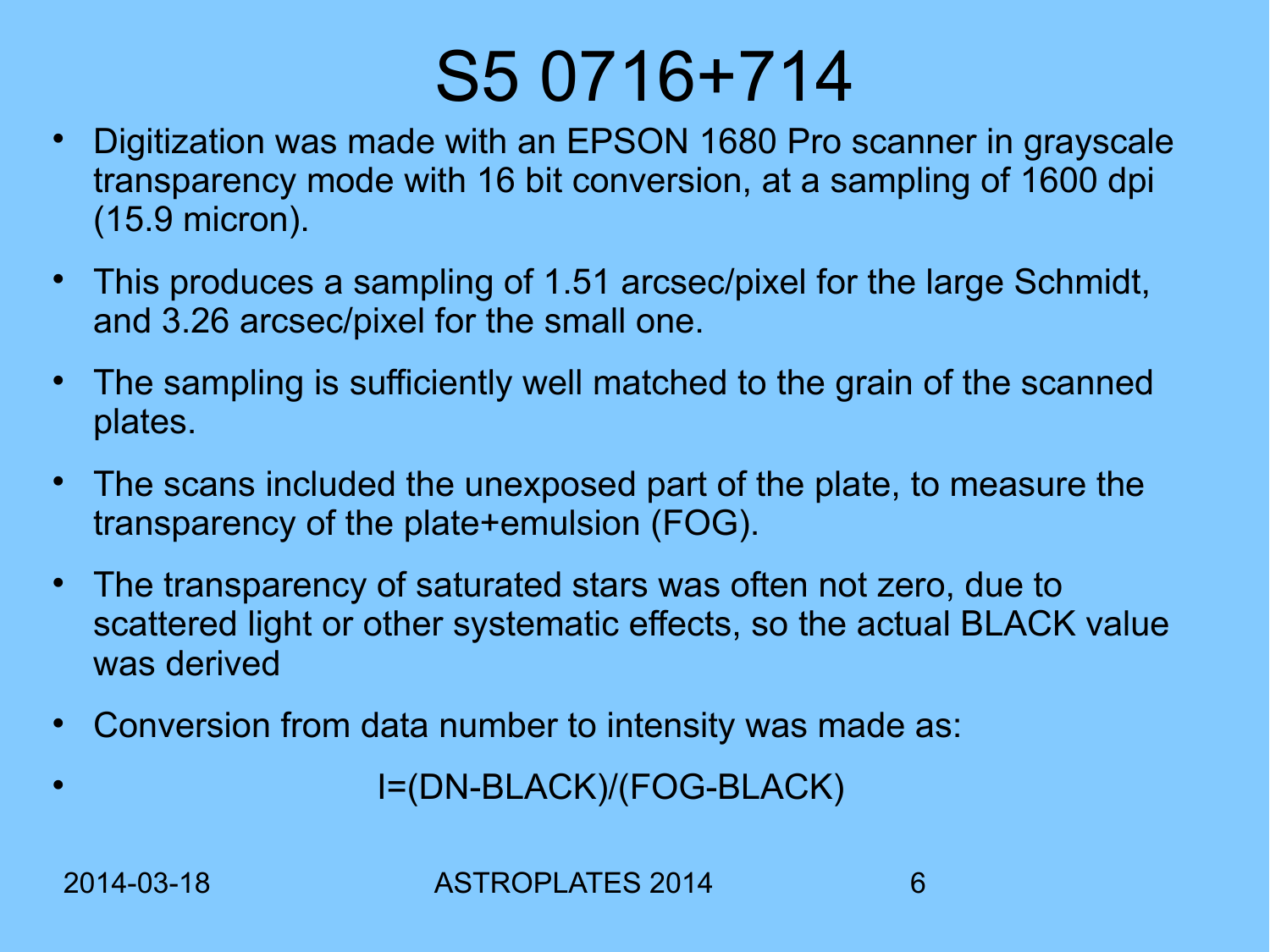# S5 0716+714

- Digitization was made with an EPSON 1680 Pro scanner in grayscale transparency mode with 16 bit conversion, at a sampling of 1600 dpi (15.9 micron).
- This produces a sampling of 1.51 arcsec/pixel for the large Schmidt, and 3.26 arcsec/pixel for the small one.
- The sampling is sufficiently well matched to the grain of the scanned plates.
- The scans included the unexposed part of the plate, to measure the transparency of the plate+emulsion (FOG).
- The transparency of saturated stars was often not zero, due to scattered light or other systematic effects, so the actual BLACK value was derived
- Conversion from data number to intensity was made as:
- $$I=(DN-BLACK)/(FOG-BLACK)$$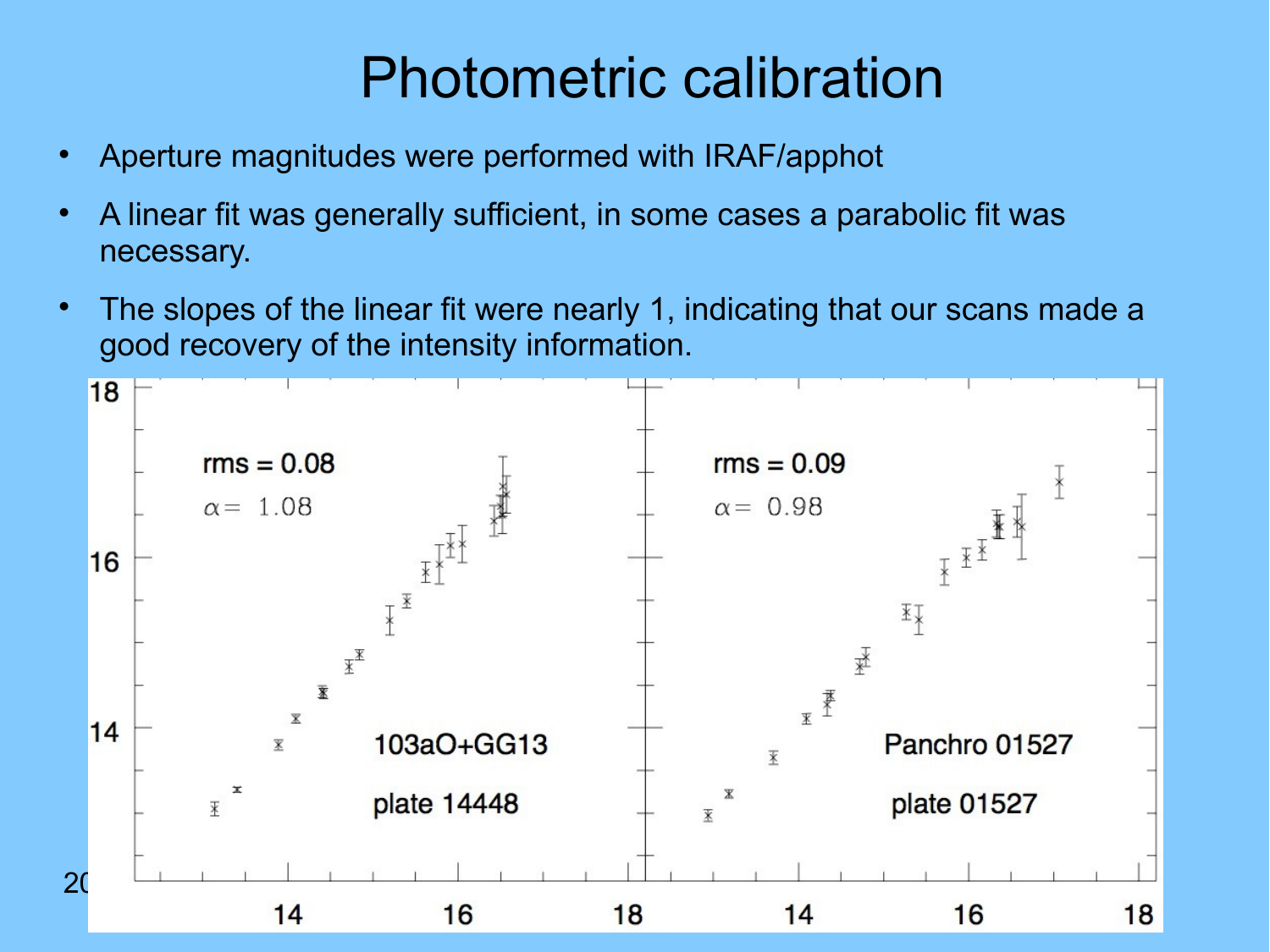# Photometric calibration

- Aperture magnitudes were performed with IRAF/apphot
- A linear fit was generally sufficient, in some cases a parabolic fit was necessary.
- The slopes of the linear fit were nearly 1, indicating that our scans made a good recovery of the intensity information.

rms = 0.08

$\alpha =$ 1.08

103aO+GG13

plate 14448

rms = 0.09

$\alpha =$ 0.98

Panchro 01527

plate 01527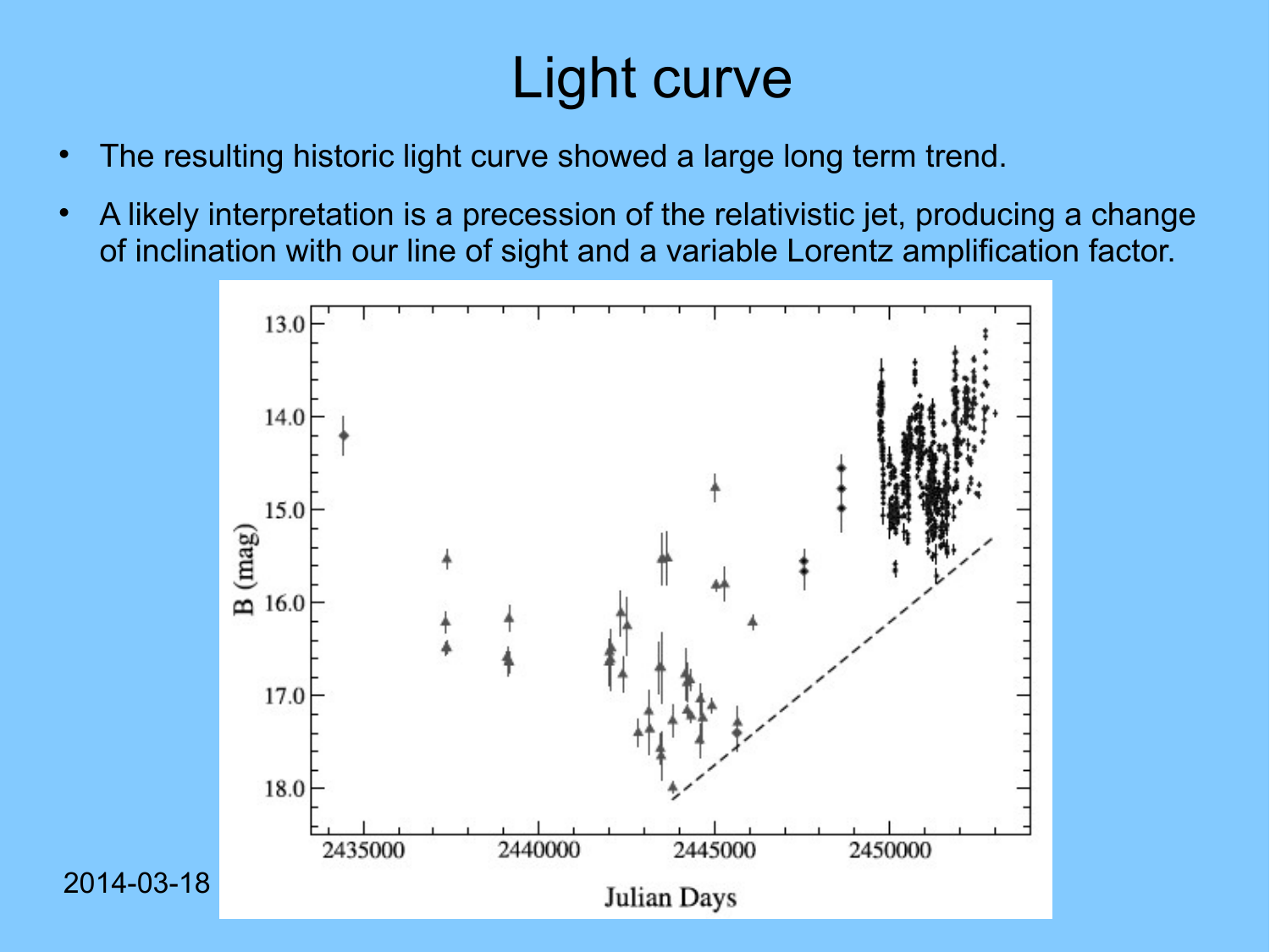# Light curve

- The resulting historic light curve showed a large long term trend.
- A likely interpretation is a precession of the relativistic jet, producing a change of inclination with our line of sight and a variable Lorentz amplification factor.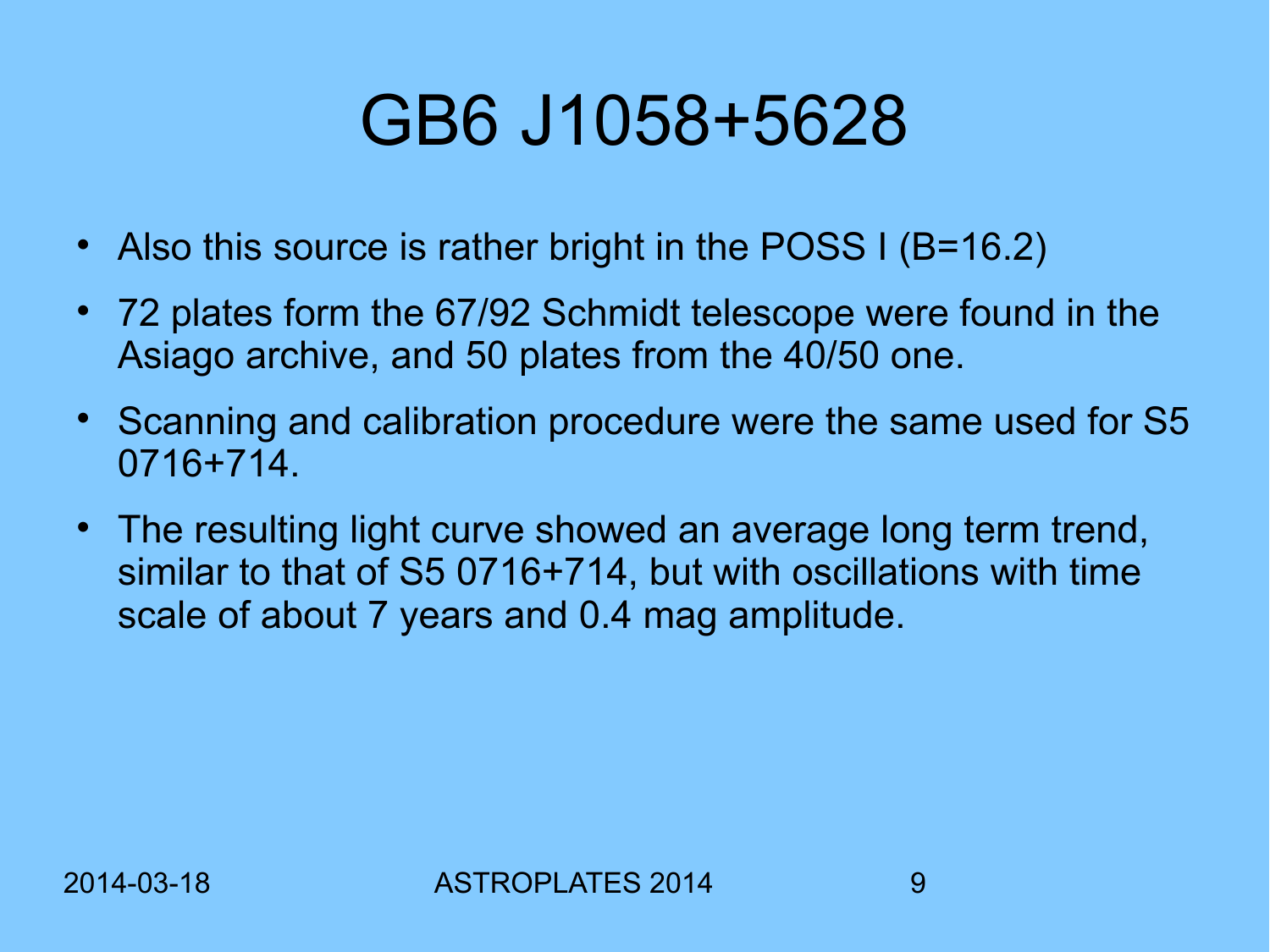# GB6 J1058+5628

- Also this source is rather bright in the POSS I (B=16.2)
- 72 plates form the 67/92 Schmidt telescope were found in the Asiago archive, and 50 plates from the 40/50 one.
- Scanning and calibration procedure were the same used for S5 0716+714.
- The resulting light curve showed an average long term trend, similar to that of S5 0716+714, but with oscillations with time scale of about 7 years and 0.4 mag amplitude.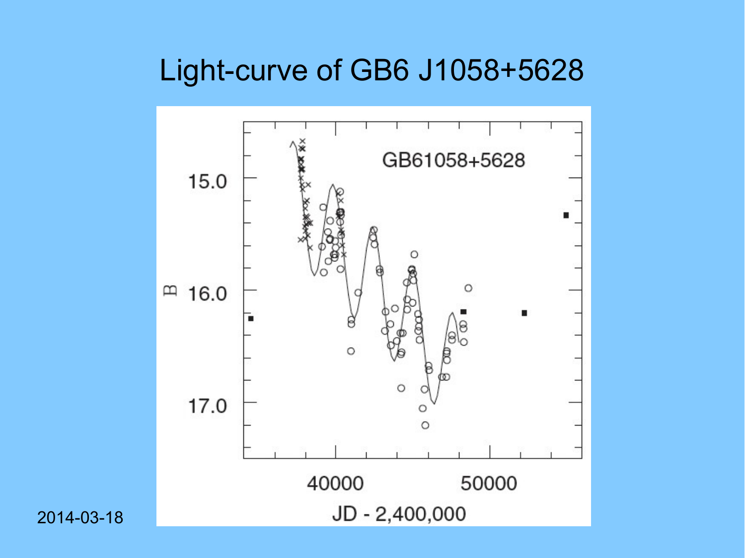# Light-curve of GB6 J1058+5628

GB61058+5628

B

15.0

16.0

17.0

40000

50000

JD - 2,400,000

2014-03-18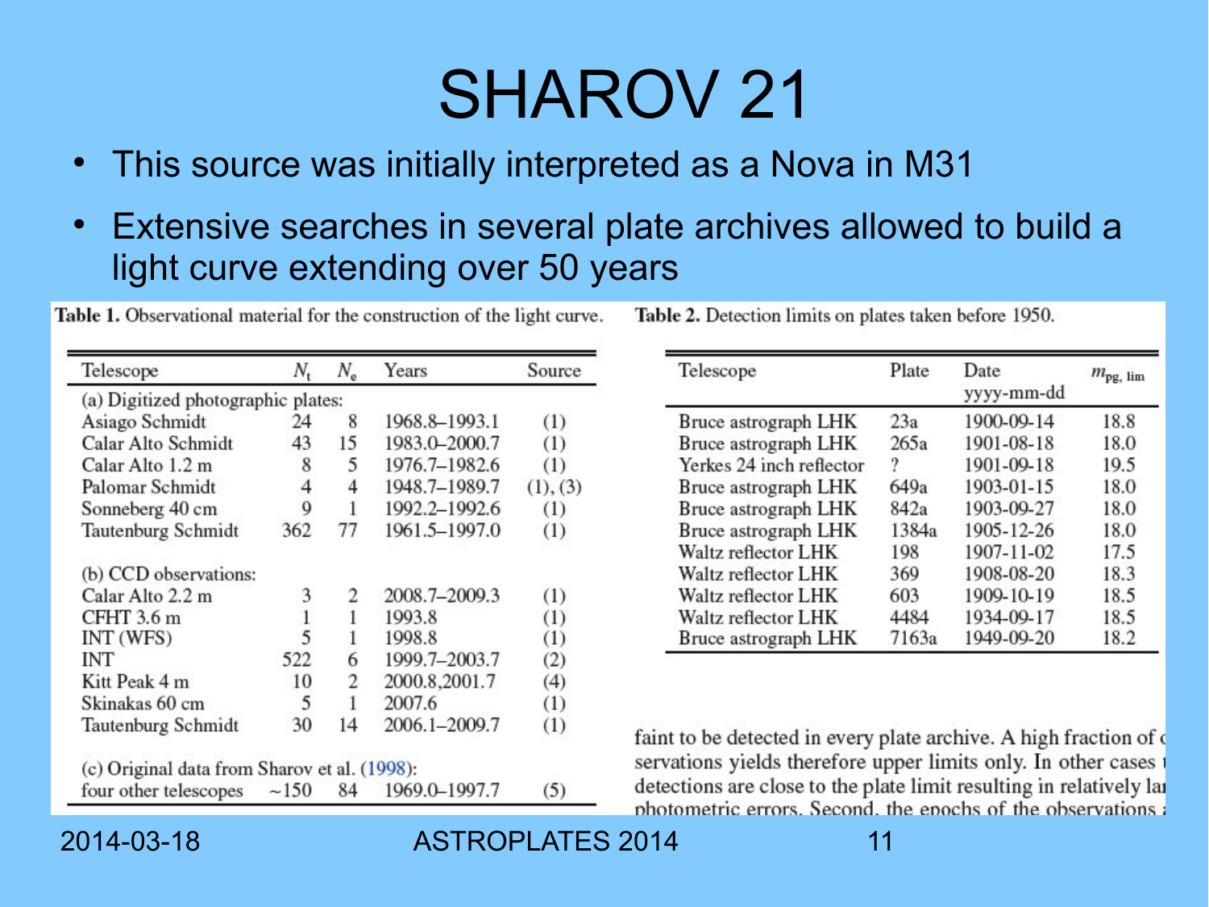# SHAROV 21

- This source was initially interpreted as a Nova in M31
- Extensive searches in several plate archives allowed to build a light curve extending over 50 years

**Table 1.** Observational material for the construction of the light curve.

| Telescope | $N_t$ | $N_e$ | Years | Source |
|---|---|---|---|---|
| (a) Digitized photographic plates: | | | | |
| Asiago Schmidt | 24 | 8 | 1968.8–1993.1 | (1) |
| Calar Alto Schmidt | 43 | 15 | 1983.0–2000.7 | (1) |
| Calar Alto 1.2 m | 8 | 5 | 1976.7–1982.6 | (1) |
| Palomar Schmidt | 4 | 4 | 1948.7–1989.7 | (1), (3) |
| Sonneberg 40 cm | 9 | 1 | 1992.2–1992.6 | (1) |
| Tautenburg Schmidt | 362 | 77 | 1961.5–1997.0 | (1) |
| (b) CCD observations: | | | | |
| Calar Alto 2.2 m | 3 | 2 | 2008.7–2009.3 | (1) |
| CFHT 3.6 m | 1 | 1 | 1993.8 | (1) |
| INT (WFS) | 5 | 1 | 1998.8 | (1) |
| INT | 522 | 6 | 1999.7–2003.7 | (2) |
| Kitt Peak 4 m | 10 | 2 | 2000.8,2001.7 | (4) |
| Skinakas 60 cm | 5 | 1 | 2007.6 | (1) |
| Tautenburg Schmidt | 30 | 14 | 2006.1–2009.7 | (1) |
| (c) Original data from Sharov et al. (1998): | | | | |
| four other telescopes | ~150 | 84 | 1969.0–1997.7 | (5) |

**Table 2.** Detection limits on plates taken before 1950.

| Telescope | Plate | Date yyyy-mm-dd | $m_{\mathrm{pg,\,lim}}$ |
|---|---|---|---|
| Bruce astrograph LHK | 23a | 1900-09-14 | 18.8 |
| Bruce astrograph LHK | 265a | 1901-08-18 | 18.0 |
| Yerkes 24 inch reflector | ? | 1901-09-18 | 19.5 |
| Bruce astrograph LHK | 649a | 1903-01-15 | 18.0 |
| Bruce astrograph LHK | 842a | 1903-09-27 | 18.0 |
| Bruce astrograph LHK | 1384a | 1905-12-26 | 18.0 |
| Waltz reflector LHK | 198 | 1907-11-02 | 17.5 |
| Waltz reflector LHK | 369 | 1908-08-20 | 18.3 |
| Waltz reflector LHK | 603 | 1909-10-19 | 18.5 |
| Waltz reflector LHK | 4484 | 1934-09-17 | 18.5 |
| Bruce astrograph LHK | 7163a | 1949-09-20 | 18.2 |

faint to be detected in every plate archive. A high fraction of o servations yields therefore upper limits only. In other cases t detections are close to the plate limit resulting in relatively la photometric errors. Second, the epochs of the observations a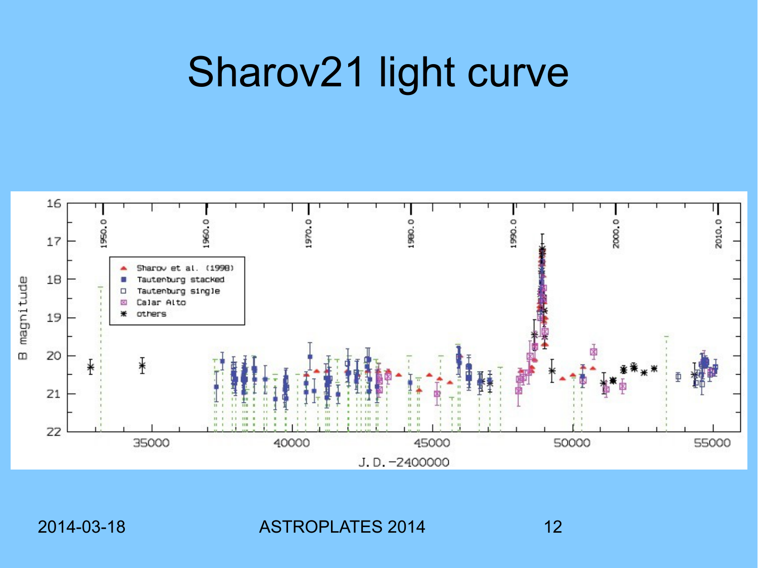# Sharov21 light curve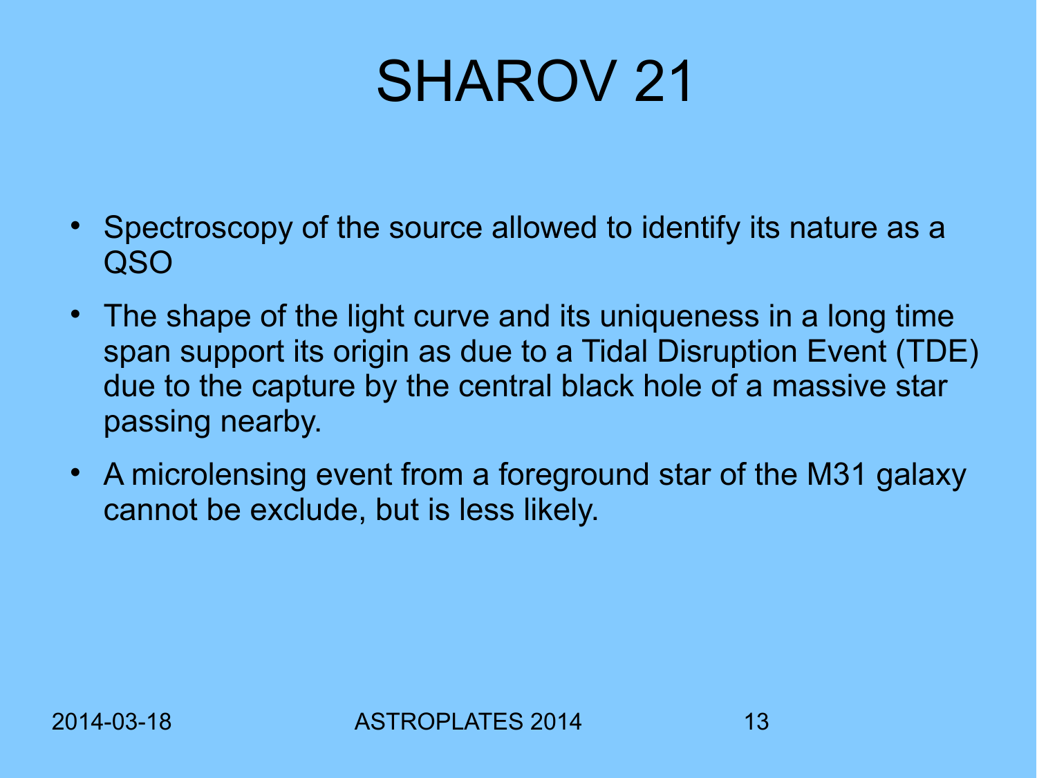# SHAROV 21

- Spectroscopy of the source allowed to identify its nature as a QSO
- The shape of the light curve and its uniqueness in a long time span support its origin as due to a Tidal Disruption Event (TDE) due to the capture by the central black hole of a massive star passing nearby.
- A microlensing event from a foreground star of the M31 galaxy cannot be exclude, but is less likely.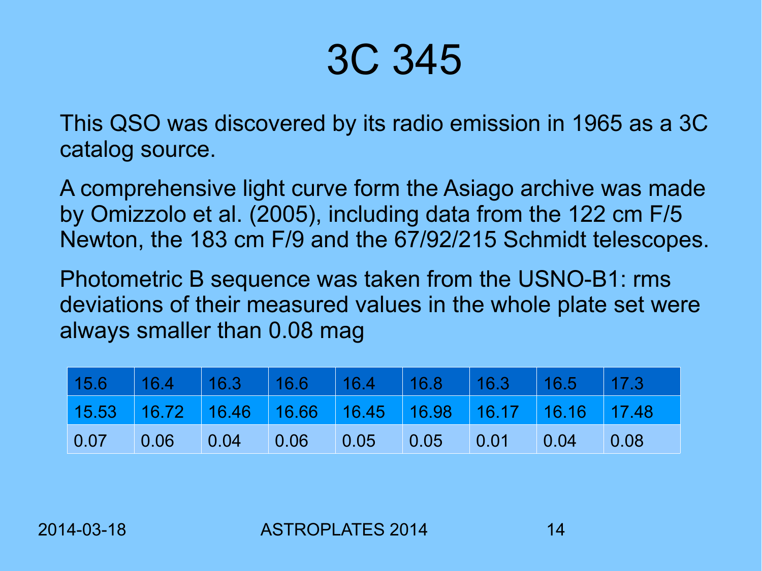# 3C 345

This QSO was discovered by its radio emission in 1965 as a 3C catalog source.

A comprehensive light curve form the Asiago archive was made by Omizzolo et al. (2005), including data from the 122 cm F/5 Newton, the 183 cm F/9 and the 67/92/215 Schmidt telescopes.

Photometric B sequence was taken from the USNO-B1: rms deviations of their measured values in the whole plate set were always smaller than 0.08 mag

| 15.6 | 16.4 | 16.3 | 16.6 | 16.4 | 16.8 | 16.3 | 16.5 | 17.3 |
|---|---|---|---|---|---|---|---|---|
| 15.53 | 16.72 | 16.46 | 16.66 | 16.45 | 16.98 | 16.17 | 16.16 | 17.48 |
| 0.07 | 0.06 | 0.04 | 0.06 | 0.05 | 0.05 | 0.01 | 0.04 | 0.08 |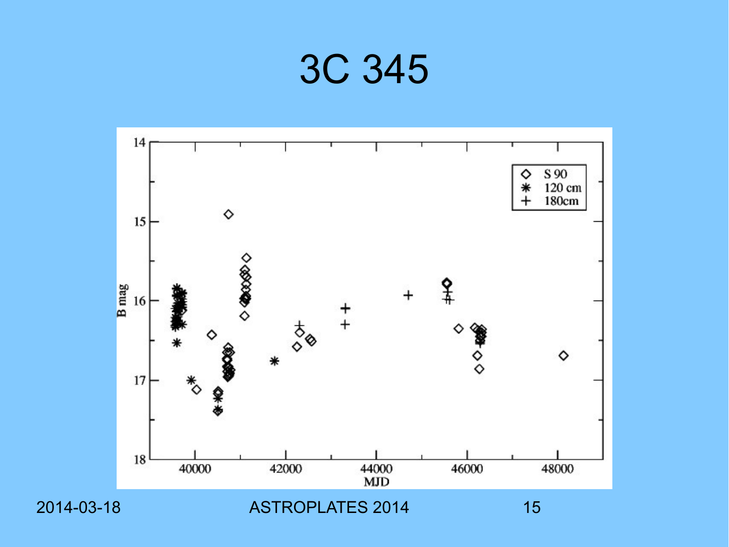# 3C 345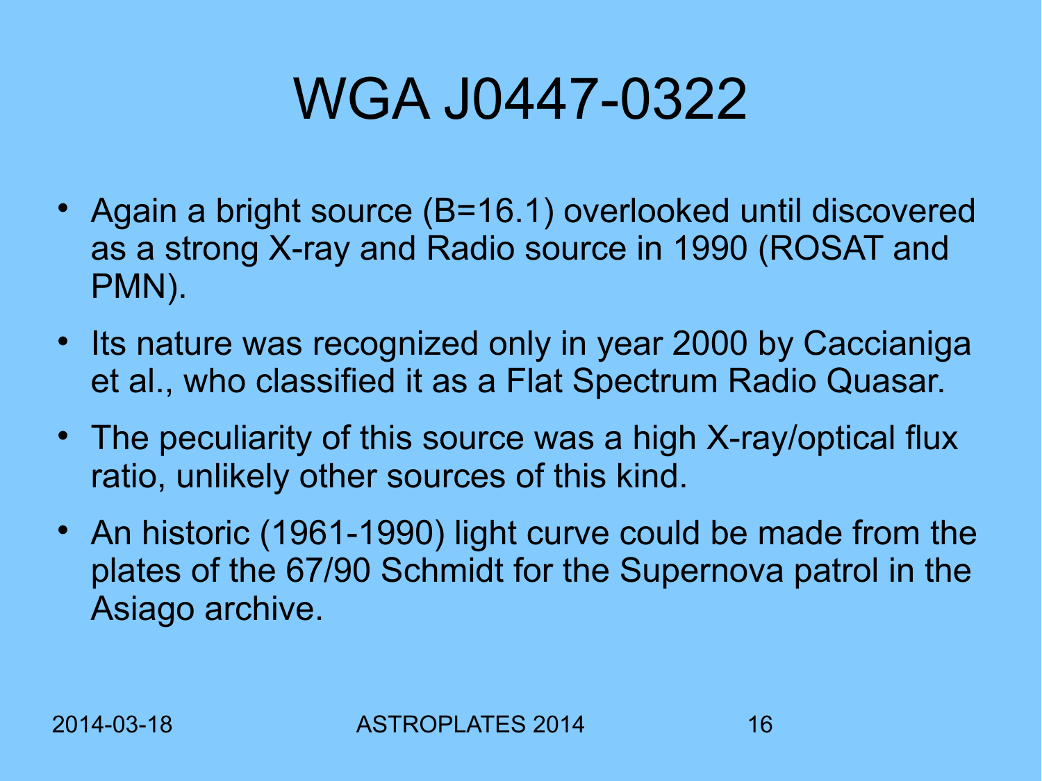# WGA J0447-0322

- Again a bright source (B=16.1) overlooked until discovered as a strong X-ray and Radio source in 1990 (ROSAT and PMN).
- Its nature was recognized only in year 2000 by Caccianiga et al., who classified it as a Flat Spectrum Radio Quasar.
- The peculiarity of this source was a high X-ray/optical flux ratio, unlikely other sources of this kind.
- An historic (1961-1990) light curve could be made from the plates of the 67/90 Schmidt for the Supernova patrol in the Asiago archive.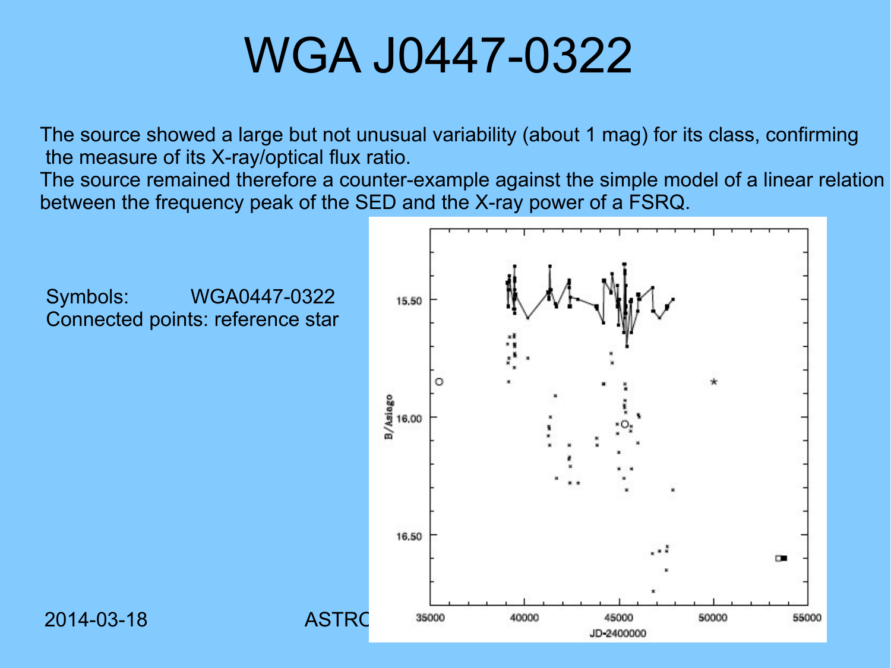# WGA J0447-0322

The source showed a large but not unusual variability (about 1 mag) for its class, confirming the measure of its X-ray/optical flux ratio.
The source remained therefore a counter-example against the simple model of a linear relation between the frequency peak of the SED and the X-ray power of a FSRQ.

Symbols: WGA0447-0322
Connected points: reference star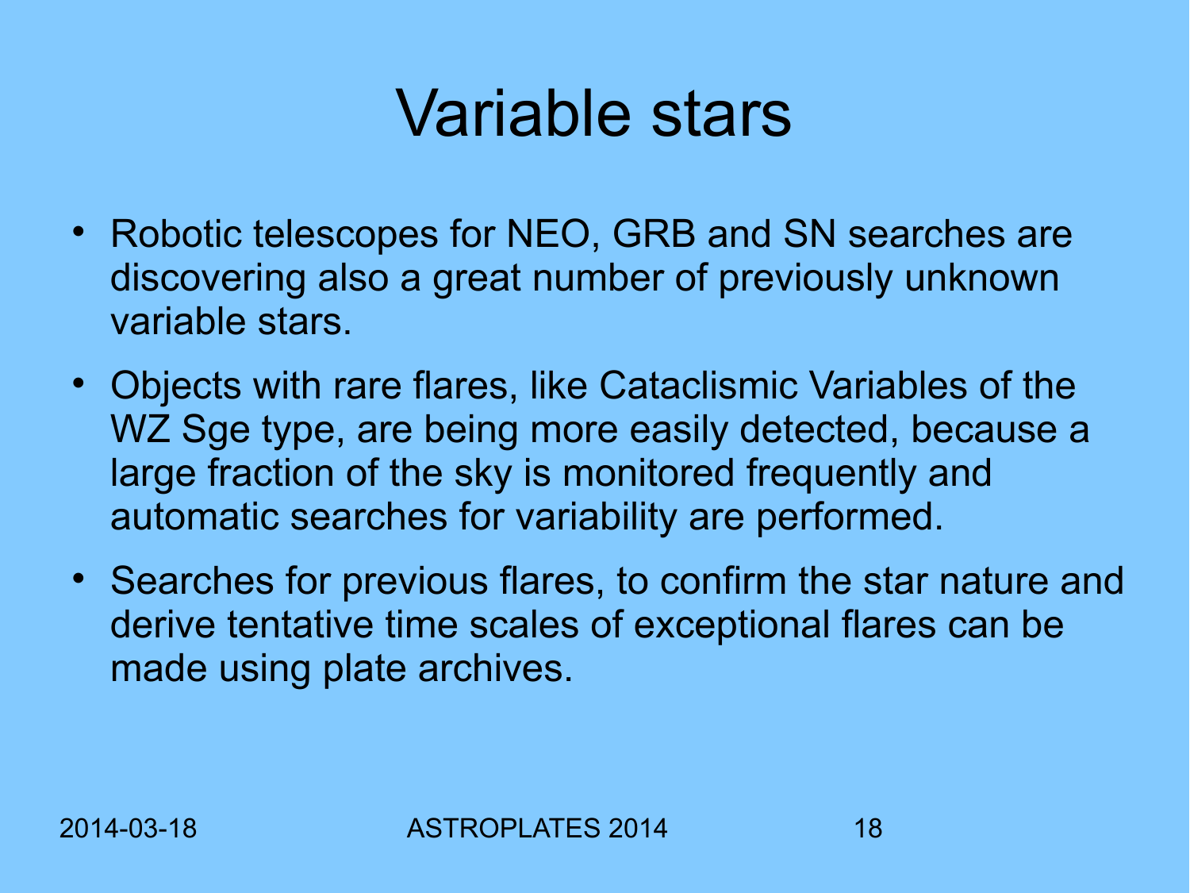# Variable stars

- Robotic telescopes for NEO, GRB and SN searches are discovering also a great number of previously unknown variable stars.
- Objects with rare flares, like Cataclismic Variables of the WZ Sge type, are being more easily detected, because a large fraction of the sky is monitored frequently and automatic searches for variability are performed.
- Searches for previous flares, to confirm the star nature and derive tentative time scales of exceptional flares can be made using plate archives.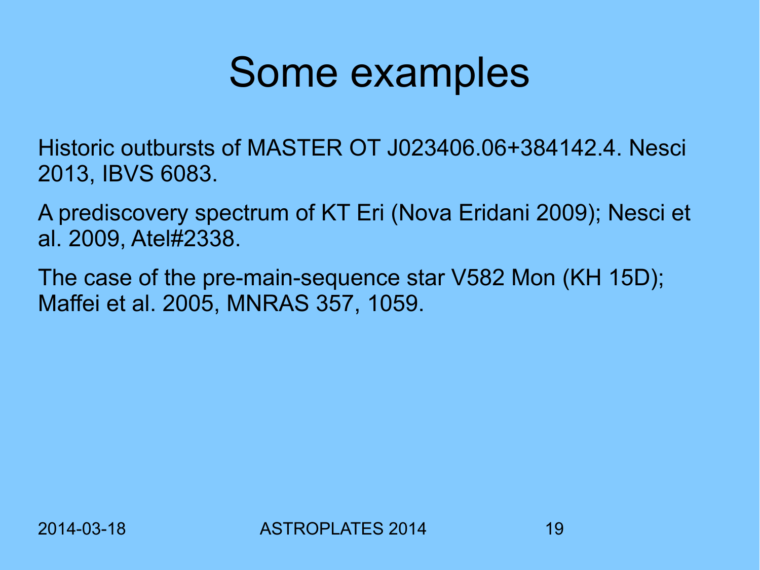# Some examples

Historic outbursts of MASTER OT J023406.06+384142.4. Nesci 2013, IBVS 6083.

A prediscovery spectrum of KT Eri (Nova Eridani 2009); Nesci et al. 2009, Atel#2338.

The case of the pre-main-sequence star V582 Mon (KH 15D); Maffei et al. 2005, MNRAS 357, 1059.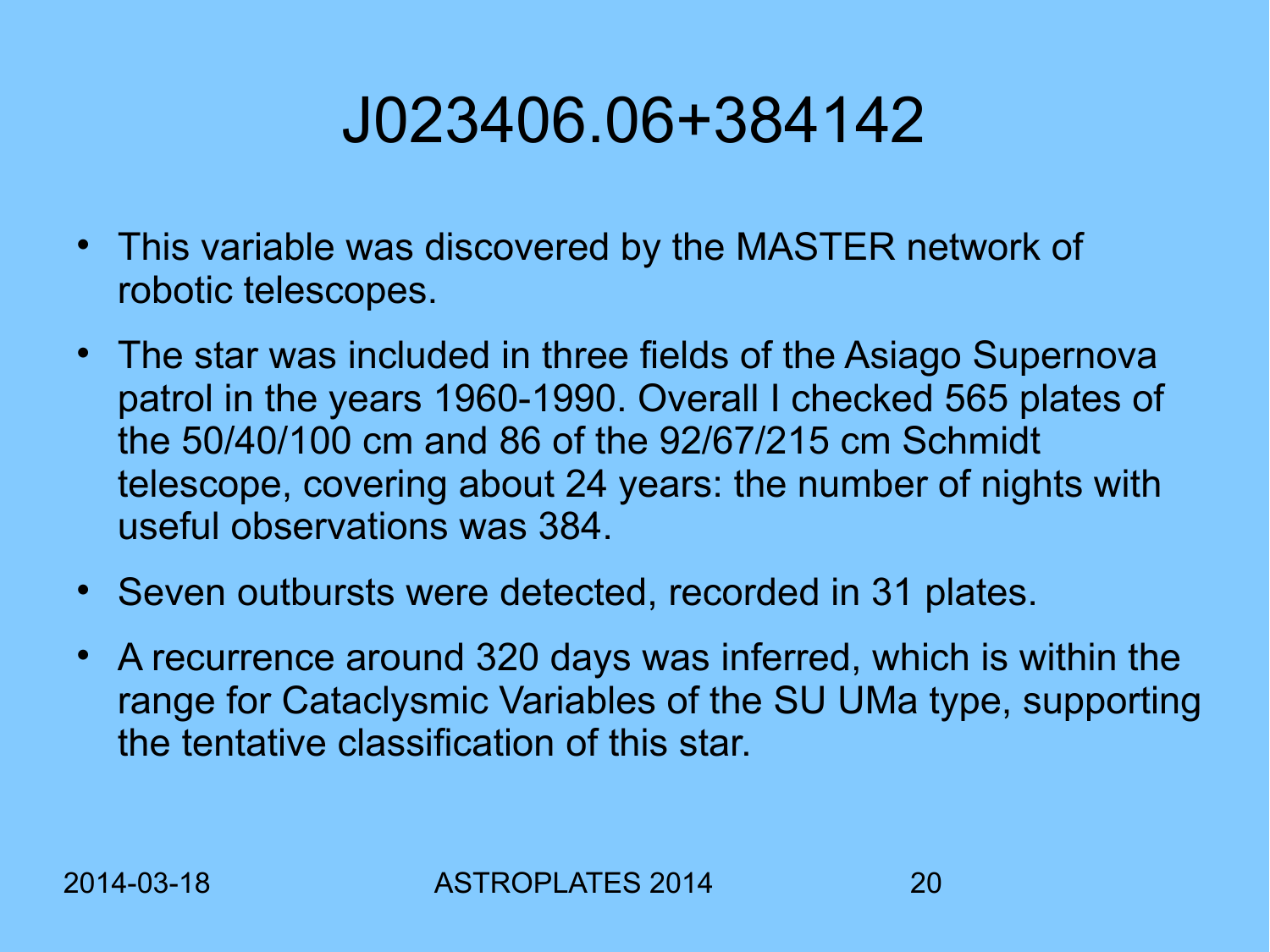# J023406.06+384142

- This variable was discovered by the MASTER network of robotic telescopes.
- The star was included in three fields of the Asiago Supernova patrol in the years 1960-1990. Overall I checked 565 plates of the 50/40/100 cm and 86 of the 92/67/215 cm Schmidt telescope, covering about 24 years: the number of nights with useful observations was 384.
- Seven outbursts were detected, recorded in 31 plates.
- A recurrence around 320 days was inferred, which is within the range for Cataclysmic Variables of the SU UMa type, supporting the tentative classification of this star.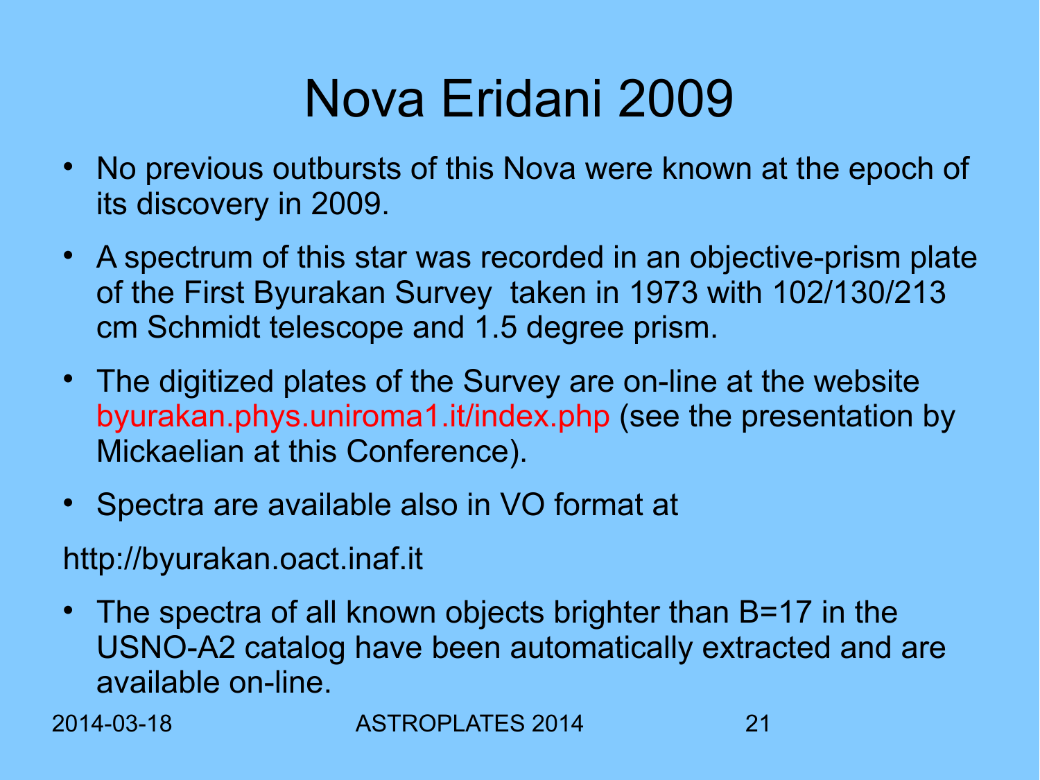# Nova Eridani 2009

- No previous outbursts of this Nova were known at the epoch of its discovery in 2009.
- A spectrum of this star was recorded in an objective-prism plate of the First Byurakan Survey taken in 1973 with 102/130/213 cm Schmidt telescope and 1.5 degree prism.
- The digitized plates of the Survey are on-line at the website byurakan.phys.uniroma1.it/index.php (see the presentation by Mickaelian at this Conference).
- Spectra are available also in VO format at

http://byurakan.oact.inaf.it

- The spectra of all known objects brighter than B=17 in the USNO-A2 catalog have been automatically extracted and are available on-line.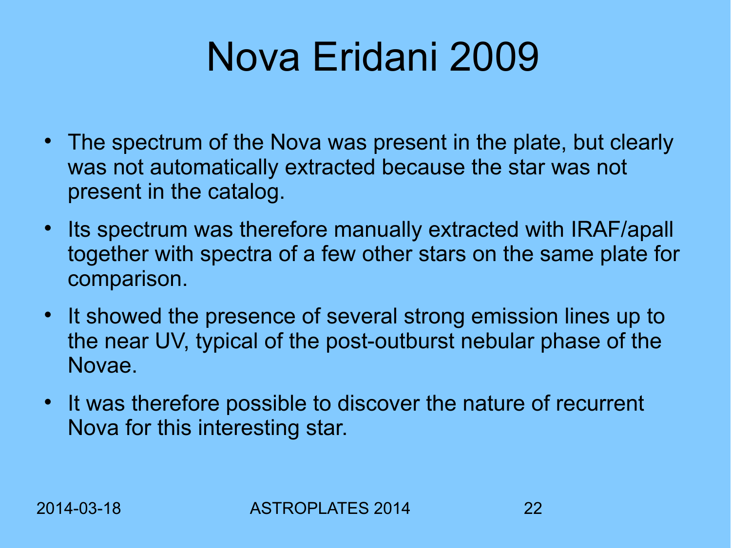# Nova Eridani 2009

- The spectrum of the Nova was present in the plate, but clearly was not automatically extracted because the star was not present in the catalog.
- Its spectrum was therefore manually extracted with IRAF/apall together with spectra of a few other stars on the same plate for comparison.
- It showed the presence of several strong emission lines up to the near UV, typical of the post-outburst nebular phase of the Novae.
- It was therefore possible to discover the nature of recurrent Nova for this interesting star.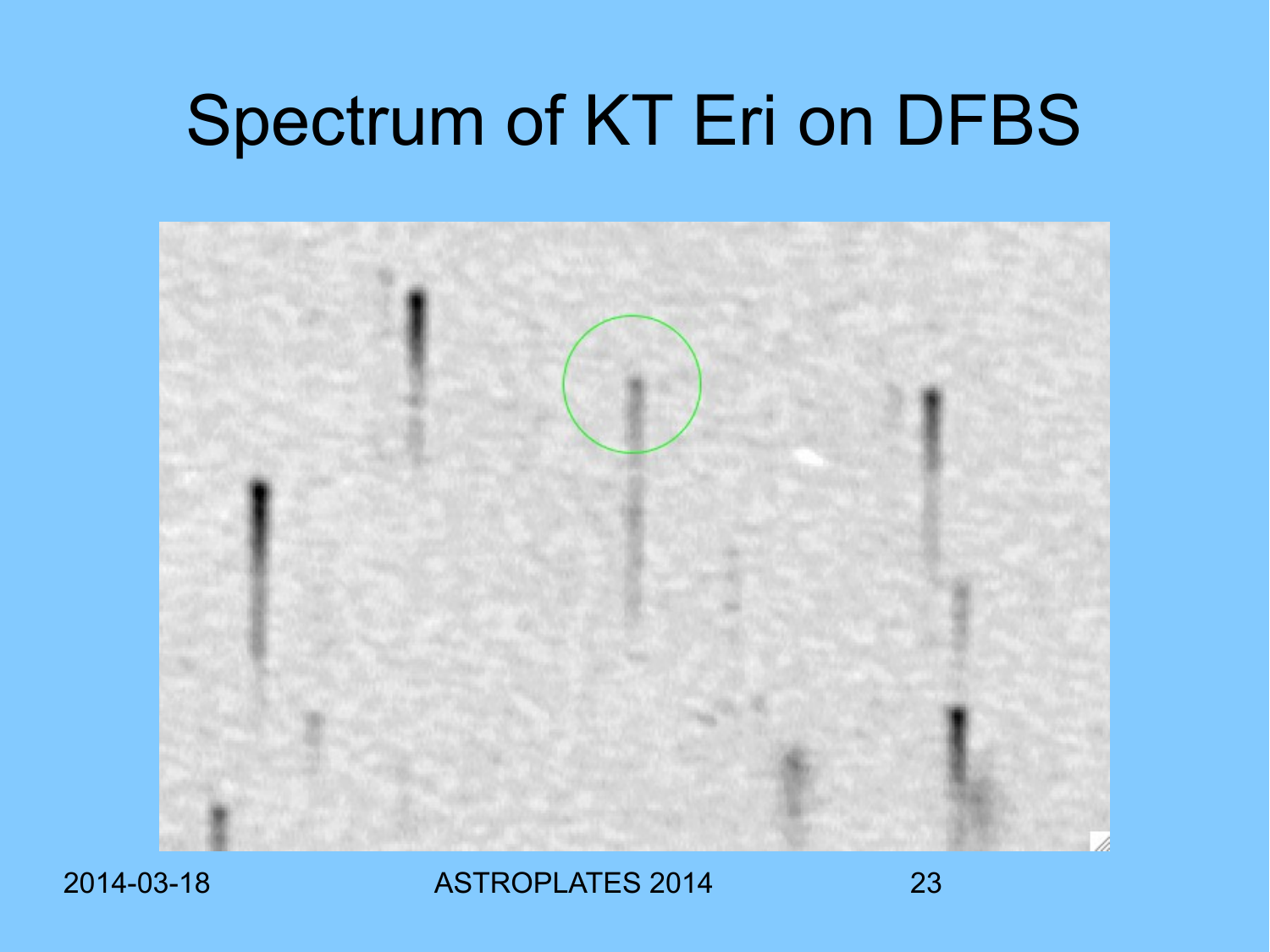# Spectrum of KT Eri on DFBS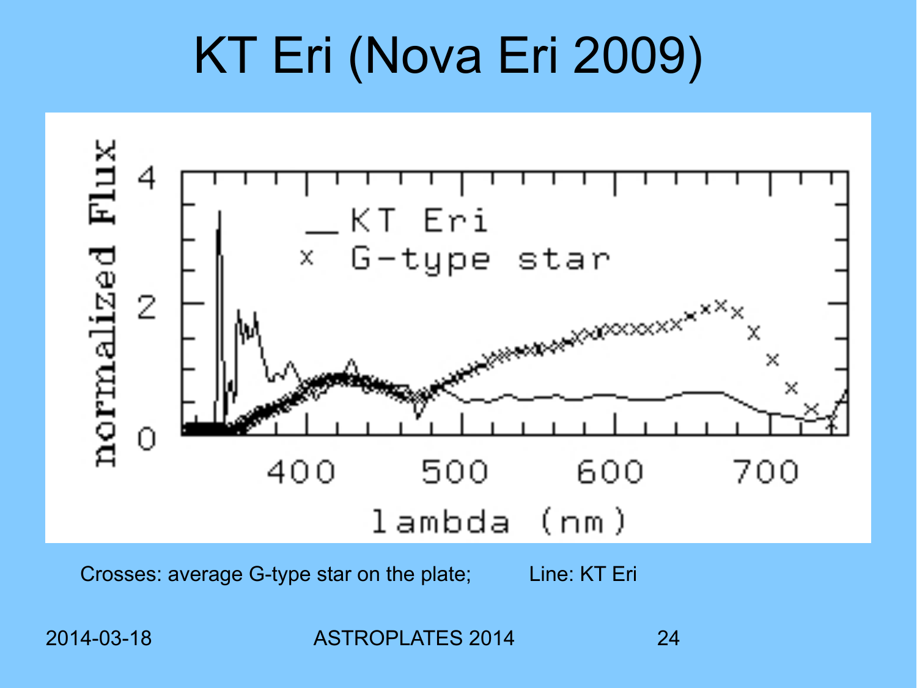# KT Eri (Nova Eri 2009)

Crosses: average G-type star on the plate; Line: KT Eri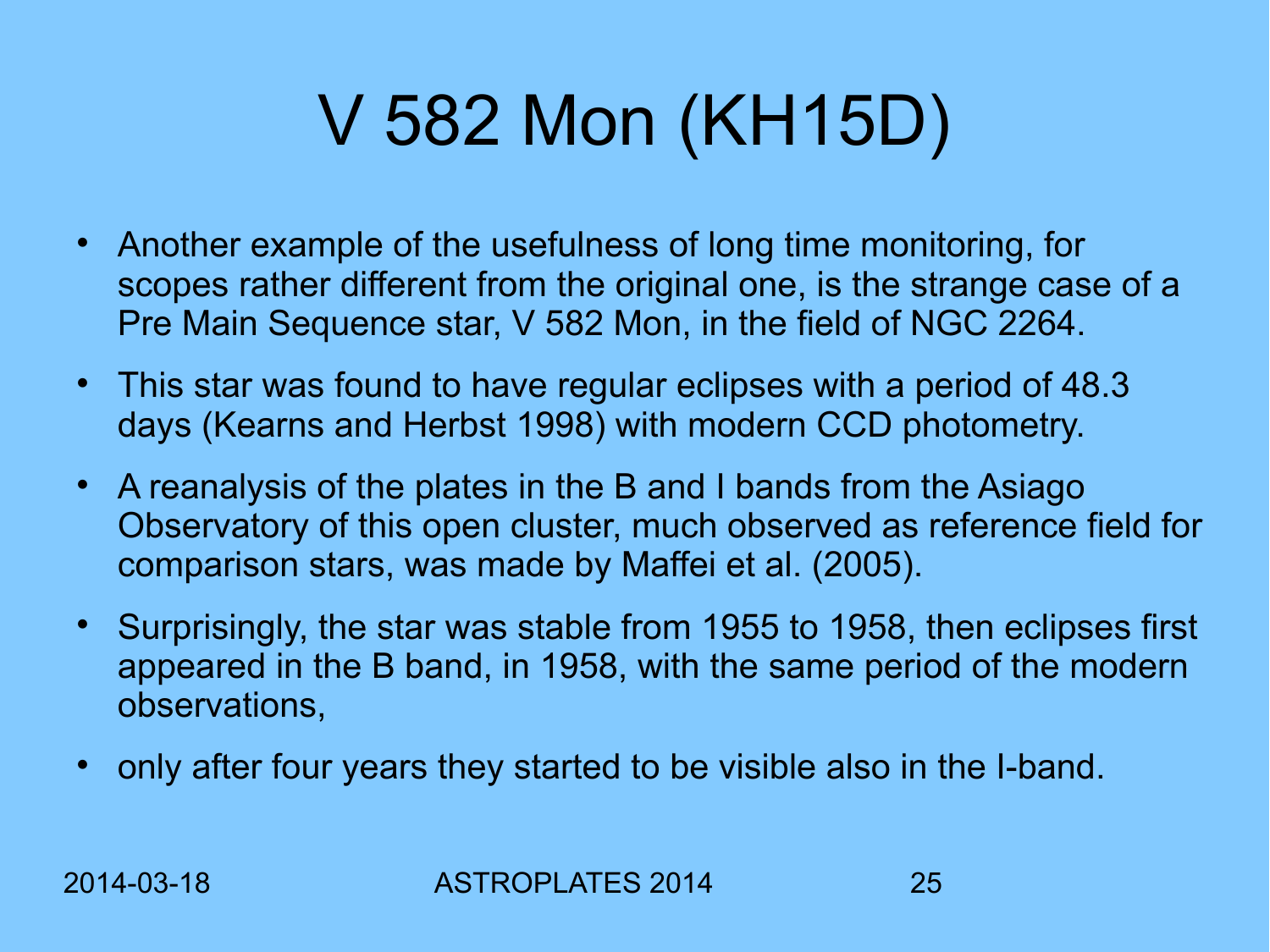# V 582 Mon (KH15D)

- Another example of the usefulness of long time monitoring, for scopes rather different from the original one, is the strange case of a Pre Main Sequence star, V 582 Mon, in the field of NGC 2264.
- This star was found to have regular eclipses with a period of 48.3 days (Kearns and Herbst 1998) with modern CCD photometry.
- A reanalysis of the plates in the B and I bands from the Asiago Observatory of this open cluster, much observed as reference field for comparison stars, was made by Maffei et al. (2005).
- Surprisingly, the star was stable from 1955 to 1958, then eclipses first appeared in the B band, in 1958, with the same period of the modern observations,
- only after four years they started to be visible also in the I-band.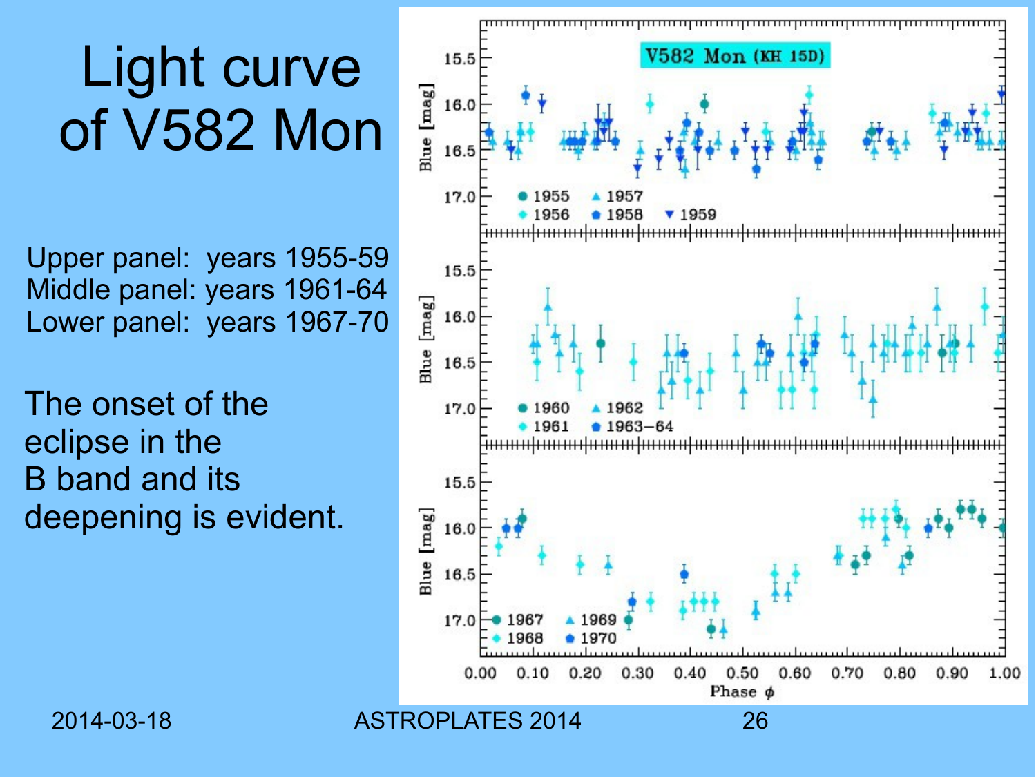# Light curve of V582 Mon

Upper panel: years 1955-59
Middle panel: years 1961-64
Lower panel: years 1967-70

The onset of the eclipse in the B band and its deepening is evident.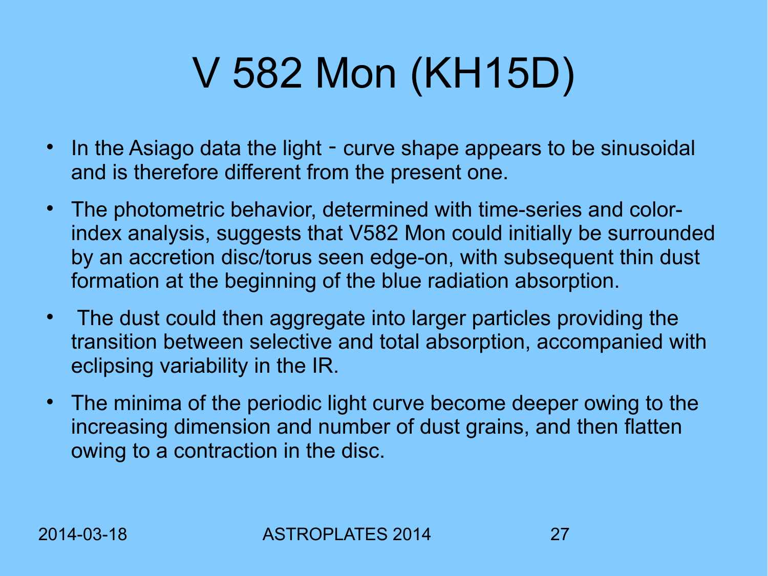# V 582 Mon (KH15D)

- In the Asiago data the light - curve shape appears to be sinusoidal and is therefore different from the present one.
- The photometric behavior, determined with time-series and color-index analysis, suggests that V582 Mon could initially be surrounded by an accretion disc/torus seen edge-on, with subsequent thin dust formation at the beginning of the blue radiation absorption.
- The dust could then aggregate into larger particles providing the transition between selective and total absorption, accompanied with eclipsing variability in the IR.
- The minima of the periodic light curve become deeper owing to the increasing dimension and number of dust grains, and then flatten owing to a contraction in the disc.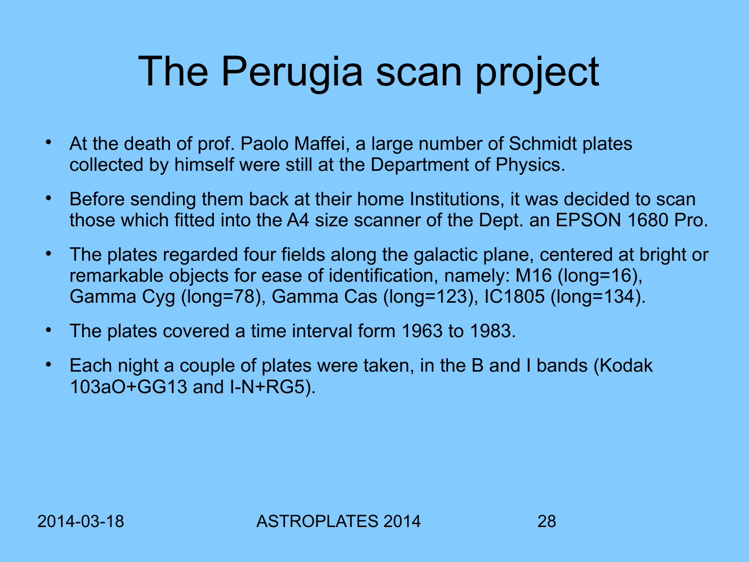# The Perugia scan project

- At the death of prof. Paolo Maffei, a large number of Schmidt plates collected by himself were still at the Department of Physics.
- Before sending them back at their home Institutions, it was decided to scan those which fitted into the A4 size scanner of the Dept. an EPSON 1680 Pro.
- The plates regarded four fields along the galactic plane, centered at bright or remarkable objects for ease of identification, namely: M16 (long=16), Gamma Cyg (long=78), Gamma Cas (long=123), IC1805 (long=134).
- The plates covered a time interval form 1963 to 1983.
- Each night a couple of plates were taken, in the B and I bands (Kodak 103aO+GG13 and I-N+RG5).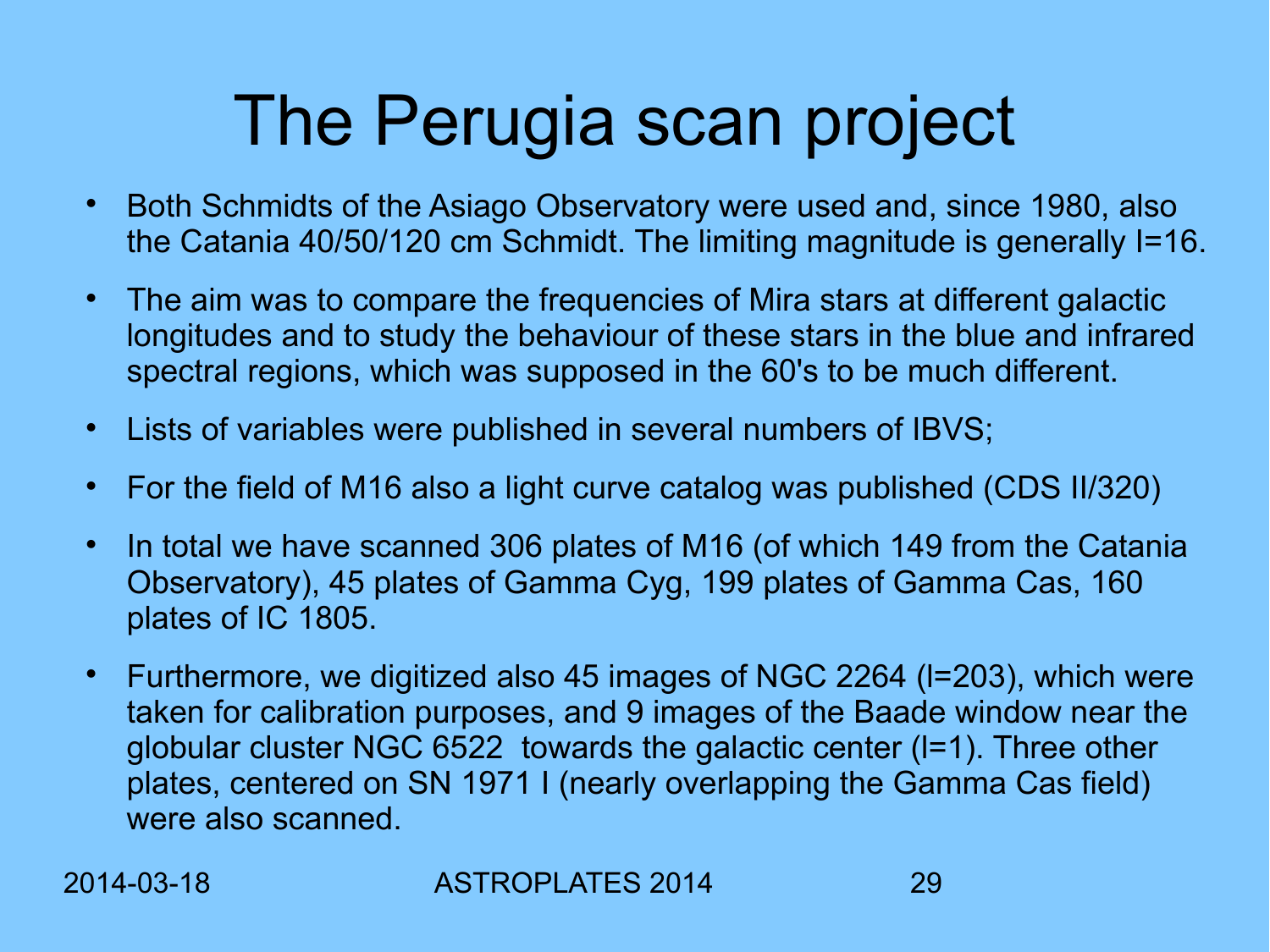# The Perugia scan project

- Both Schmidts of the Asiago Observatory were used and, since 1980, also the Catania 40/50/120 cm Schmidt. The limiting magnitude is generally I=16.
- The aim was to compare the frequencies of Mira stars at different galactic longitudes and to study the behaviour of these stars in the blue and infrared spectral regions, which was supposed in the 60's to be much different.
- Lists of variables were published in several numbers of IBVS;
- For the field of M16 also a light curve catalog was published (CDS II/320)
- In total we have scanned 306 plates of M16 (of which 149 from the Catania Observatory), 45 plates of Gamma Cyg, 199 plates of Gamma Cas, 160 plates of IC 1805.
- Furthermore, we digitized also 45 images of NGC 2264 (l=203), which were taken for calibration purposes, and 9 images of the Baade window near the globular cluster NGC 6522 towards the galactic center (l=1). Three other plates, centered on SN 1971 I (nearly overlapping the Gamma Cas field) were also scanned.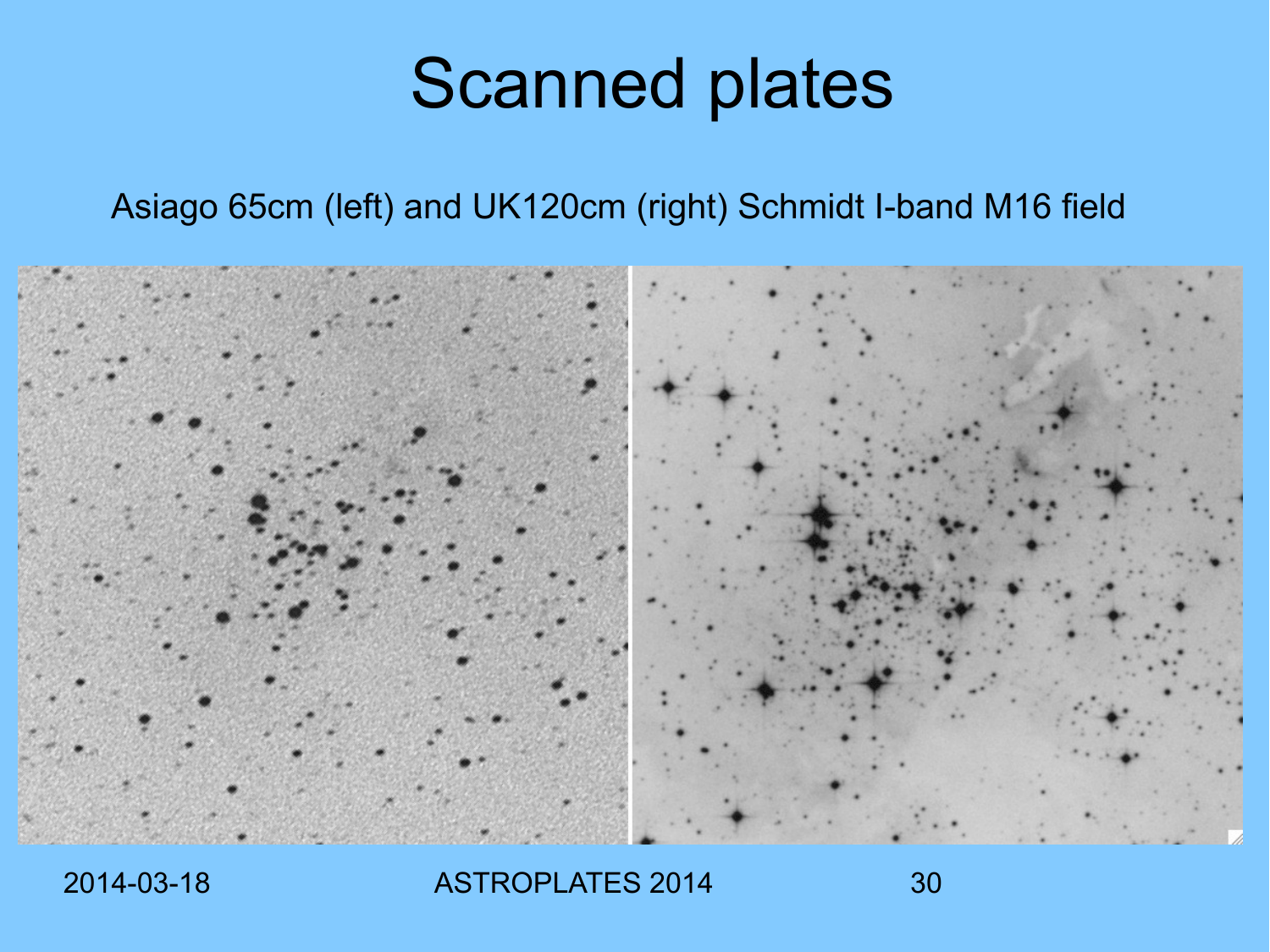# Scanned plates

Asiago 65cm (left) and UK120cm (right) Schmidt I-band M16 field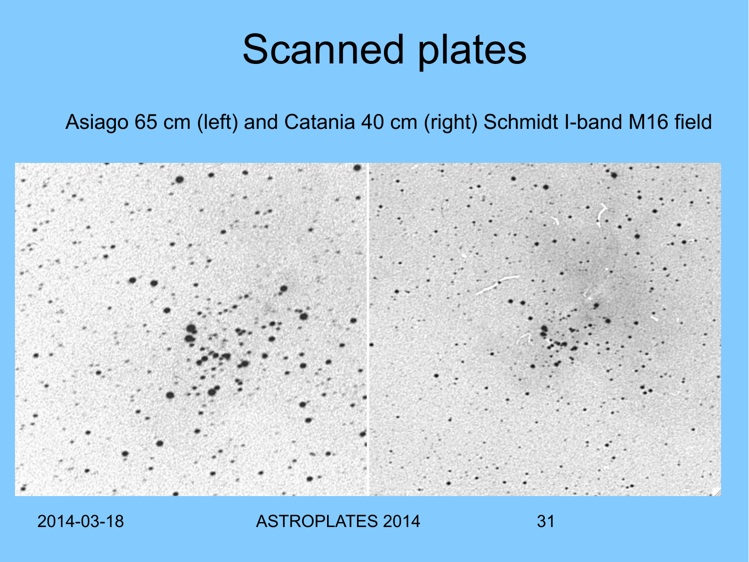# Scanned plates

Asiago 65 cm (left) and Catania 40 cm (right) Schmidt I-band M16 field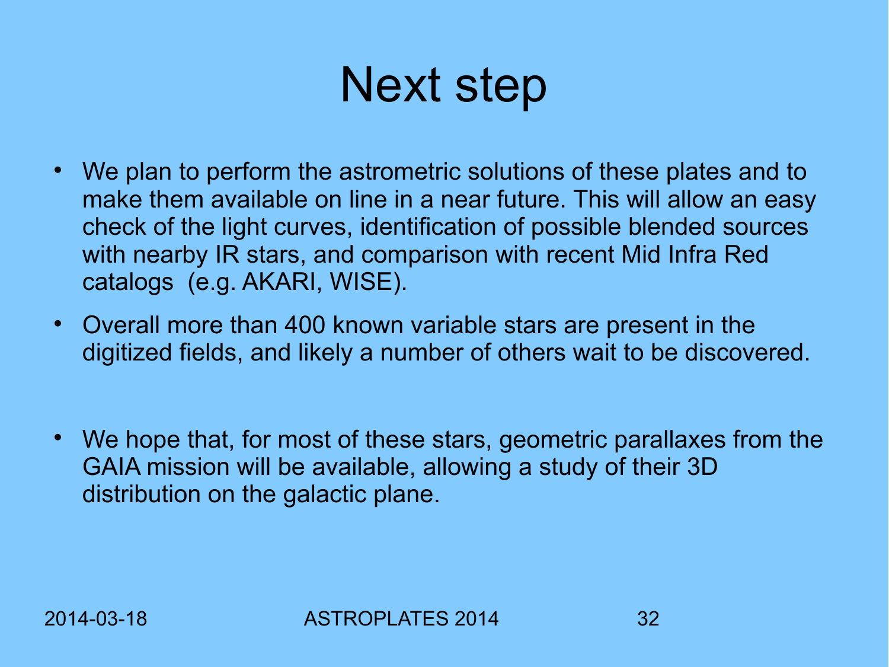# Next step

- We plan to perform the astrometric solutions of these plates and to make them available on line in a near future. This will allow an easy check of the light curves, identification of possible blended sources with nearby IR stars, and comparison with recent Mid Infra Red catalogs (e.g. AKARI, WISE).
- Overall more than 400 known variable stars are present in the digitized fields, and likely a number of others wait to be discovered.
- We hope that, for most of these stars, geometric parallaxes from the GAIA mission will be available, allowing a study of their 3D distribution on the galactic plane.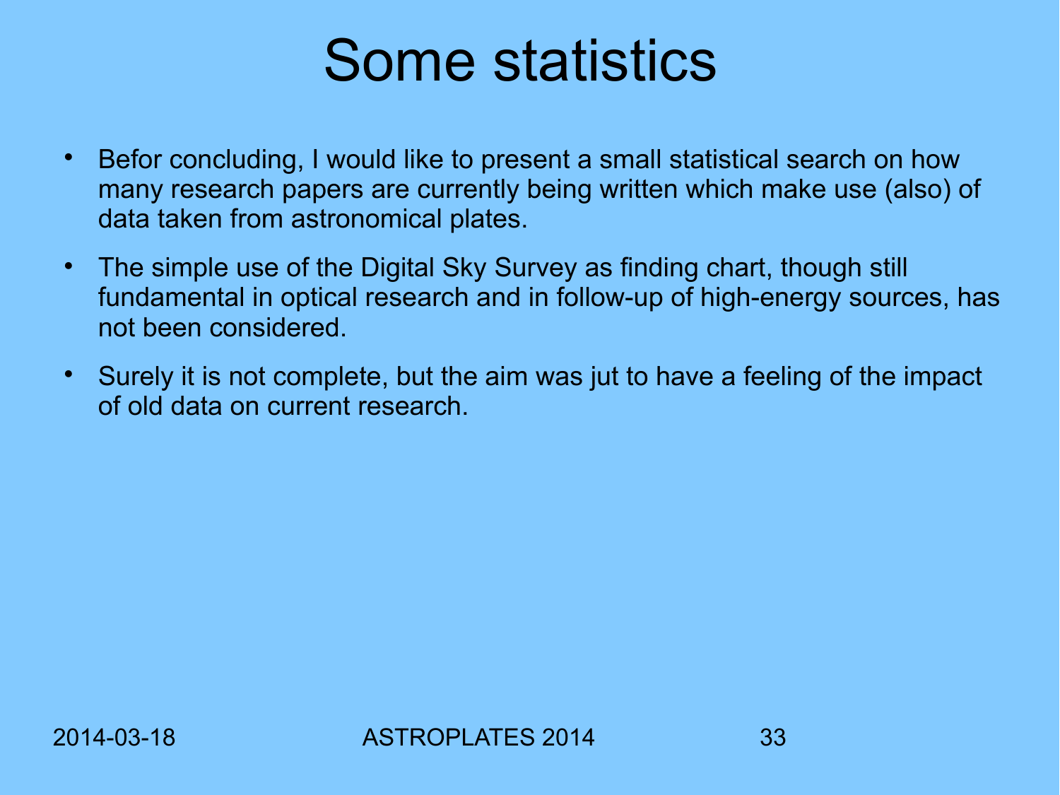# Some statistics

- Befor concluding, I would like to present a small statistical search on how many research papers are currently being written which make use (also) of data taken from astronomical plates.
- The simple use of the Digital Sky Survey as finding chart, though still fundamental in optical research and in follow-up of high-energy sources, has not been considered.
- Surely it is not complete, but the aim was jut to have a feeling of the impact of old data on current research.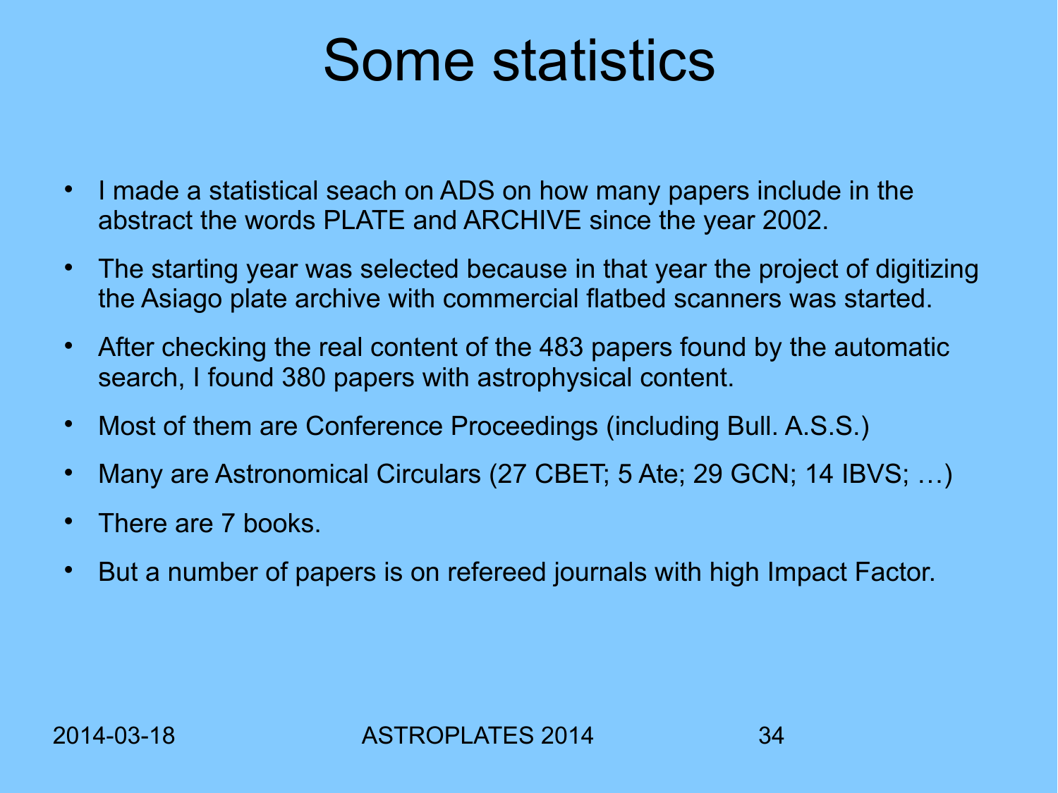# Some statistics

- I made a statistical seach on ADS on how many papers include in the abstract the words PLATE and ARCHIVE since the year 2002.
- The starting year was selected because in that year the project of digitizing the Asiago plate archive with commercial flatbed scanners was started.
- After checking the real content of the 483 papers found by the automatic search, I found 380 papers with astrophysical content.
- Most of them are Conference Proceedings (including Bull. A.S.S.)
- Many are Astronomical Circulars (27 CBET; 5 Ate; 29 GCN; 14 IBVS; …)
- There are 7 books.
- But a number of papers is on refereed journals with high Impact Factor.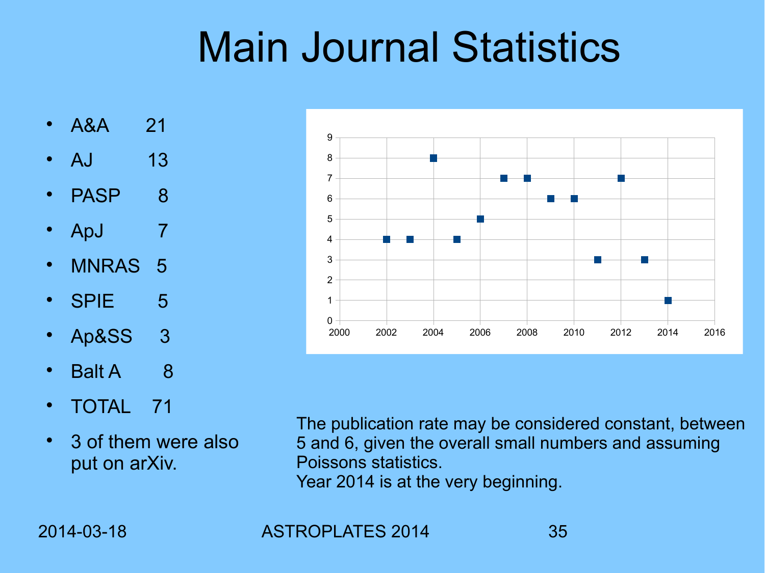# Main Journal Statistics

- A&A 21
- AJ 13
- PASP 8
- ApJ 7
- MNRAS 5
- SPIE 5
- Ap&SS 3
- Balt A 8
- TOTAL 71
- 3 of them were also put on arXiv.

The publication rate may be considered constant, between 5 and 6, given the overall small numbers and assuming Poissons statistics.
Year 2014 is at the very beginning.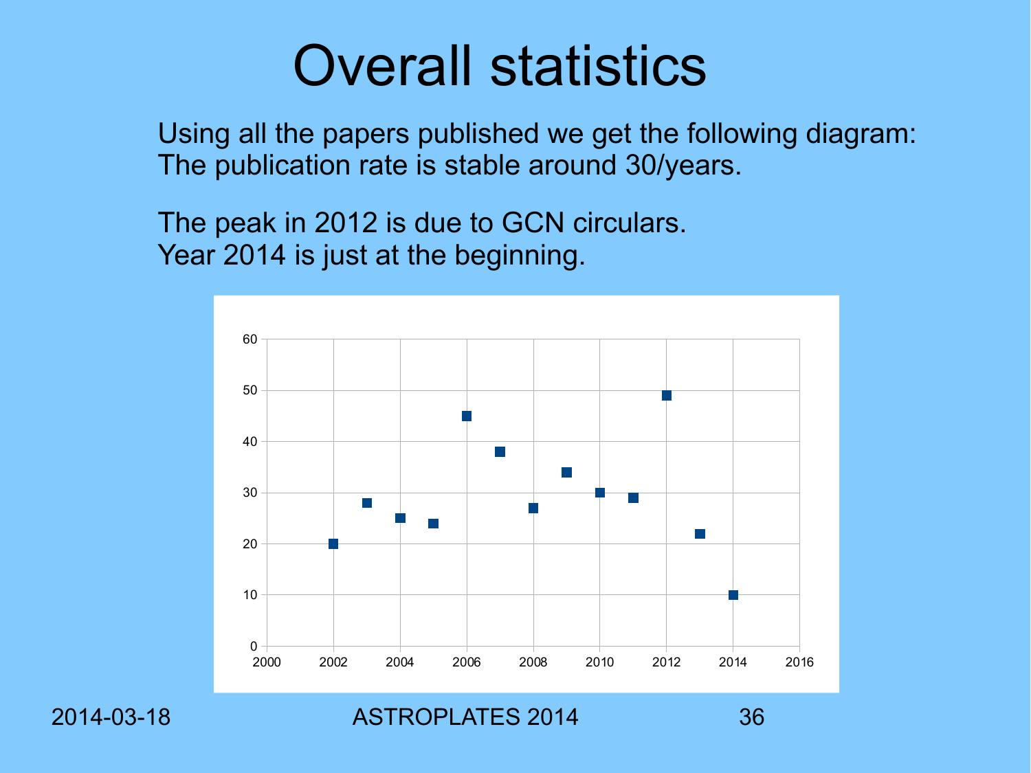# Overall statistics

Using all the papers published we get the following diagram:
The publication rate is stable around 30/years.

The peak in 2012 is due to GCN circulars.
Year 2014 is just at the beginning.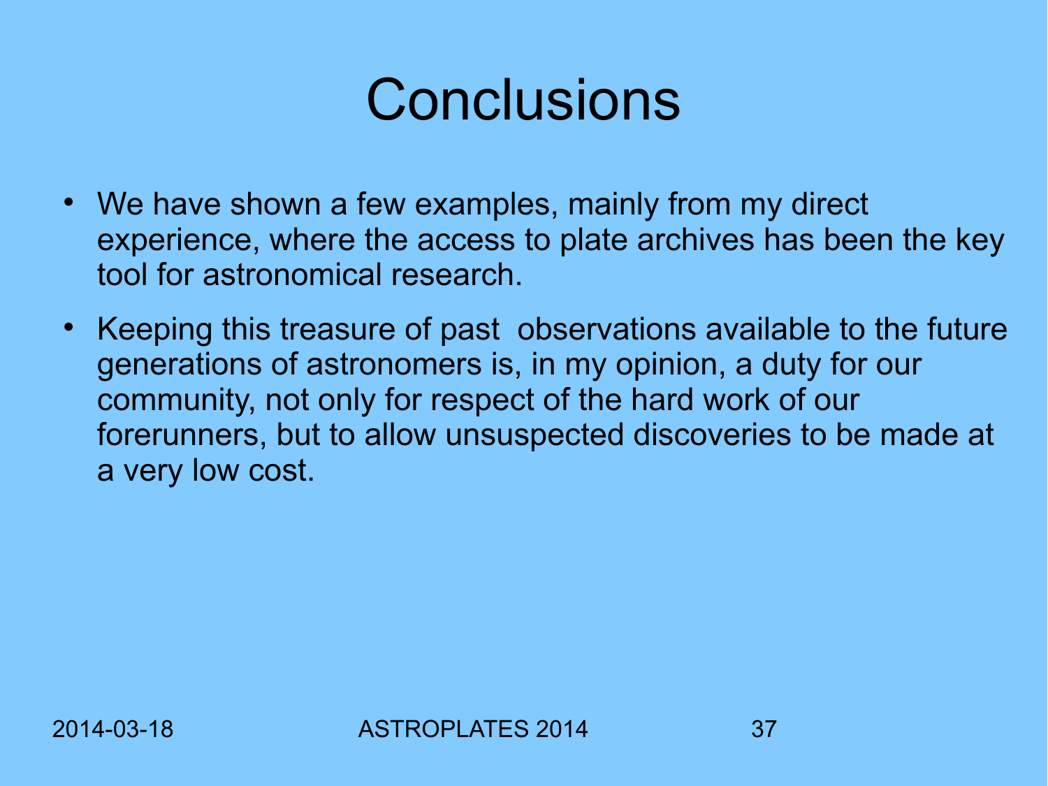# Conclusions

- We have shown a few examples, mainly from my direct experience, where the access to plate archives has been the key tool for astronomical research.
- Keeping this treasure of past observations available to the future generations of astronomers is, in my opinion, a duty for our community, not only for respect of the hard work of our forerunners, but to allow unsuspected discoveries to be made at a very low cost.